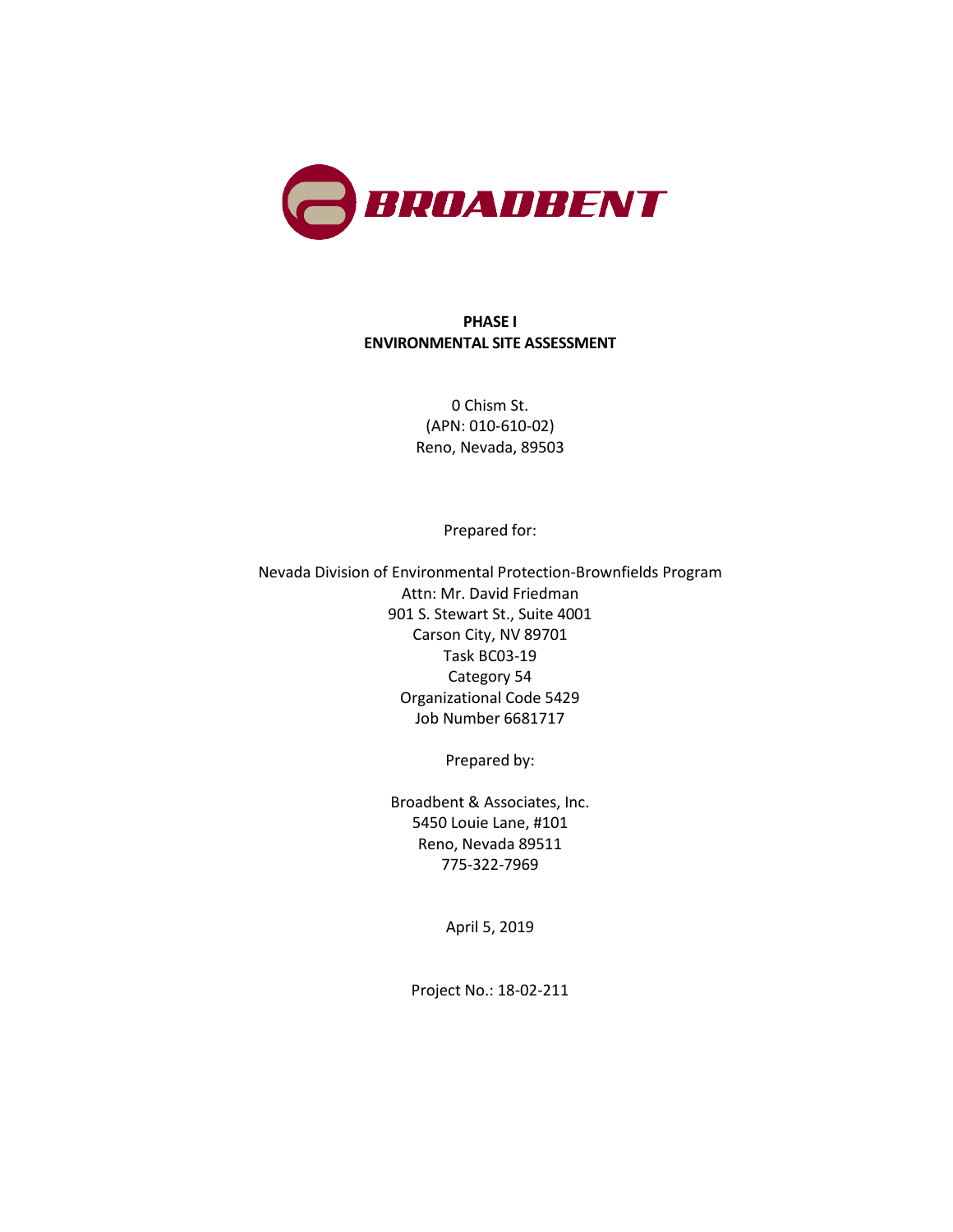BROADBENT

# PHASE I
# ENVIRONMENTAL SITE ASSESSMENT

0 Chism St.
(APN: 010-610-02)
Reno, Nevada, 89503

Prepared for:

Nevada Division of Environmental Protection-Brownfields Program
Attn: Mr. David Friedman
901 S. Stewart St., Suite 4001
Carson City, NV 89701
Task BC03-19
Category 54
Organizational Code 5429
Job Number 6681717

Prepared by:

Broadbent & Associates, Inc.
5450 Louie Lane, #101
Reno, Nevada 89511
775-322-7969

April 5, 2019

Project No.: 18-02-211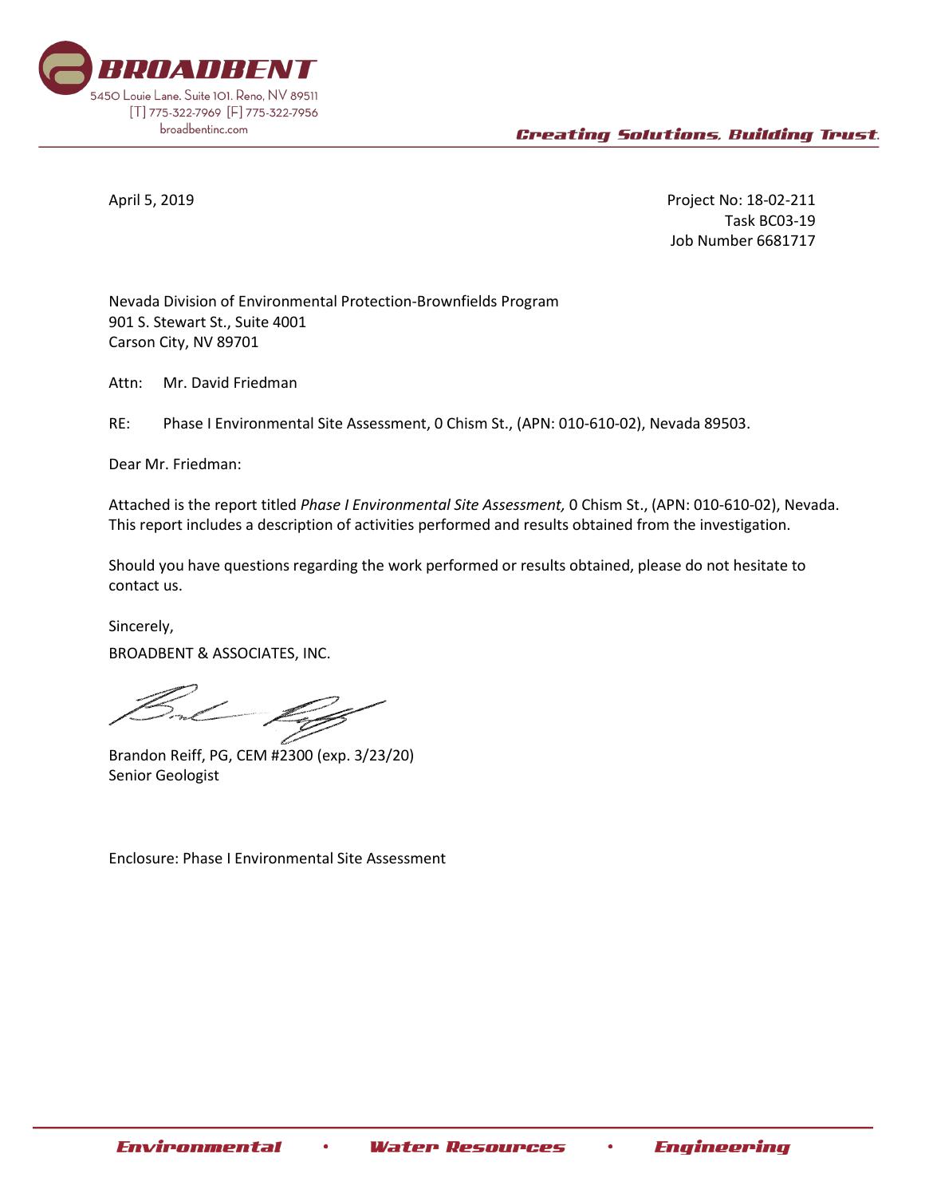**BROADBENT**
5450 Louie Lane. Suite 101. Reno, NV 89511
[T] 775-322-7969 [F] 775-322-7956
broadbentinc.com

*Creating Solutions, Building Trust.*

April 5, 2019

Project No: 18-02-211
Task BC03-19
Job Number 6681717

Nevada Division of Environmental Protection-Brownfields Program
901 S. Stewart St., Suite 4001
Carson City, NV 89701

Attn: Mr. David Friedman

RE: Phase I Environmental Site Assessment, 0 Chism St., (APN: 010-610-02), Nevada 89503.

Dear Mr. Friedman:

Attached is the report titled *Phase I Environmental Site Assessment,* 0 Chism St., (APN: 010-610-02), Nevada. This report includes a description of activities performed and results obtained from the investigation.

Should you have questions regarding the work performed or results obtained, please do not hesitate to contact us.

Sincerely,
BROADBENT & ASSOCIATES, INC.

Brandon Reiff, PG, CEM #2300 (exp. 3/23/20)
Senior Geologist

Enclosure: Phase I Environmental Site Assessment

*Environmental • Water Resources • Engineering*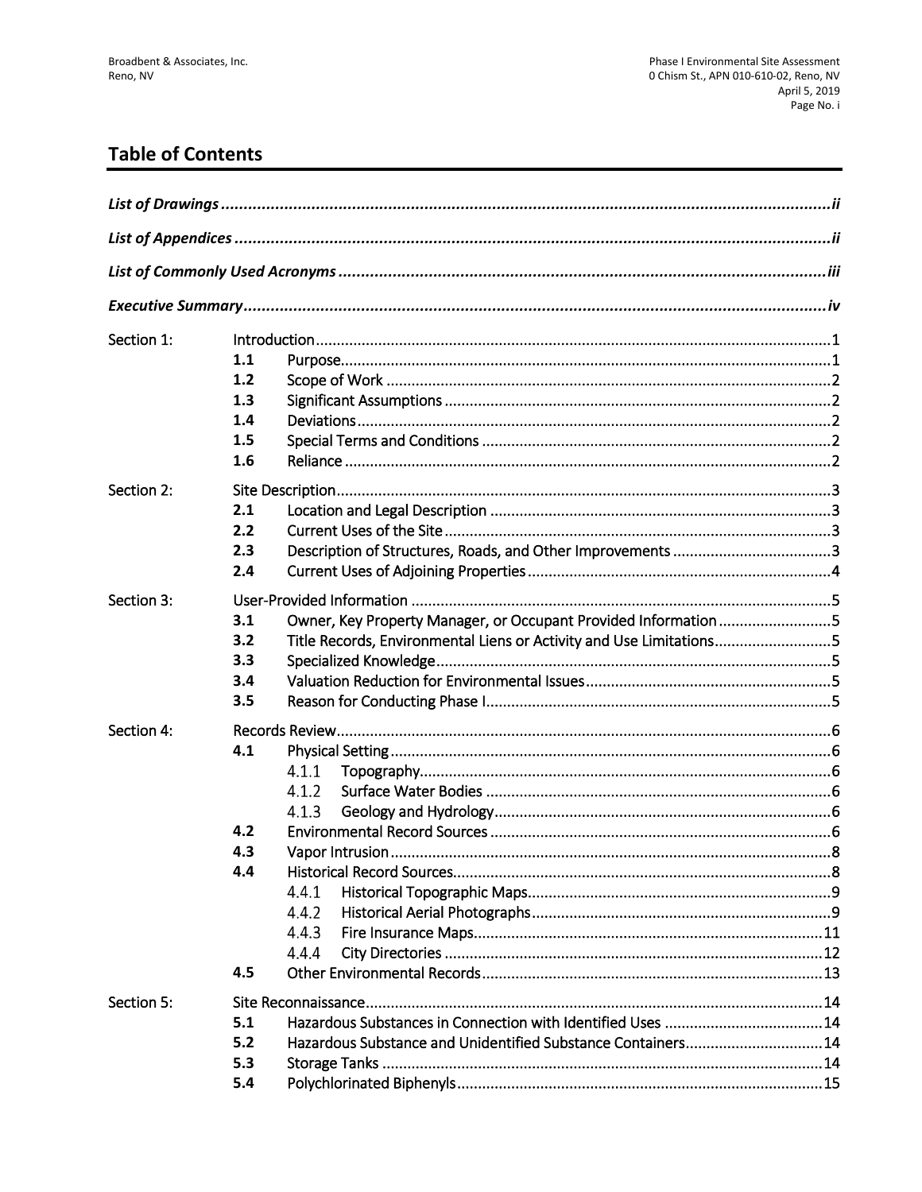## Table of Contents

*List of Drawings* ........................................................................................................................ *ii*

*List of Appendices* ...................................................................................................................... *ii*

*List of Commonly Used Acronyms* .............................................................................................. *iii*

*Executive Summary* .................................................................................................................... *iv*

Section 1: Introduction ........................................................................................................... 1

- **1.1** Purpose .................................................................................................................... 1
- **1.2** Scope of Work ......................................................................................................... 2
- **1.3** Significant Assumptions ........................................................................................... 2
- **1.4** Deviations ................................................................................................................ 2
- **1.5** Special Terms and Conditions .................................................................................. 2
- **1.6** Reliance ................................................................................................................... 2

Section 2: Site Description ...................................................................................................... 3

- **2.1** Location and Legal Description ................................................................................ 3
- **2.2** Current Uses of the Site ........................................................................................... 3
- **2.3** Description of Structures, Roads, and Other Improvements ..................................... 3
- **2.4** Current Uses of Adjoining Properties ....................................................................... 4

Section 3: User-Provided Information ....................................................................................... 5

- **3.1** Owner, Key Property Manager, or Occupant Provided Information .......................... 5
- **3.2** Title Records, Environmental Liens or Activity and Use Limitations .......................... 5
- **3.3** Specialized Knowledge ............................................................................................. 5
- **3.4** Valuation Reduction for Environmental Issues .......................................................... 5
- **3.5** Reason for Conducting Phase I ................................................................................. 5

Section 4: Records Review ....................................................................................................... 6

- **4.1** Physical Setting ........................................................................................................ 6
  - 4.1.1 Topography ....................................................................................................... 6
  - 4.1.2 Surface Water Bodies ........................................................................................ 6
  - 4.1.3 Geology and Hydrology ..................................................................................... 6
- **4.2** Environmental Record Sources ................................................................................ 6
- **4.3** Vapor Intrusion ........................................................................................................ 8
- **4.4** Historical Record Sources ......................................................................................... 8
  - 4.4.1 Historical Topographic Maps .............................................................................. 9
  - 4.4.2 Historical Aerial Photographs ............................................................................ 9
  - 4.4.3 Fire Insurance Maps ......................................................................................... 11
  - 4.4.4 City Directories ................................................................................................ 12
- **4.5** Other Environmental Records ................................................................................. 13

Section 5: Site Reconnaissance ............................................................................................. 14

- **5.1** Hazardous Substances in Connection with Identified Uses ...................................... 14
- **5.2** Hazardous Substance and Unidentified Substance Containers ................................. 14
- **5.3** Storage Tanks ........................................................................................................ 14
- **5.4** Polychlorinated Biphenyls ....................................................................................... 15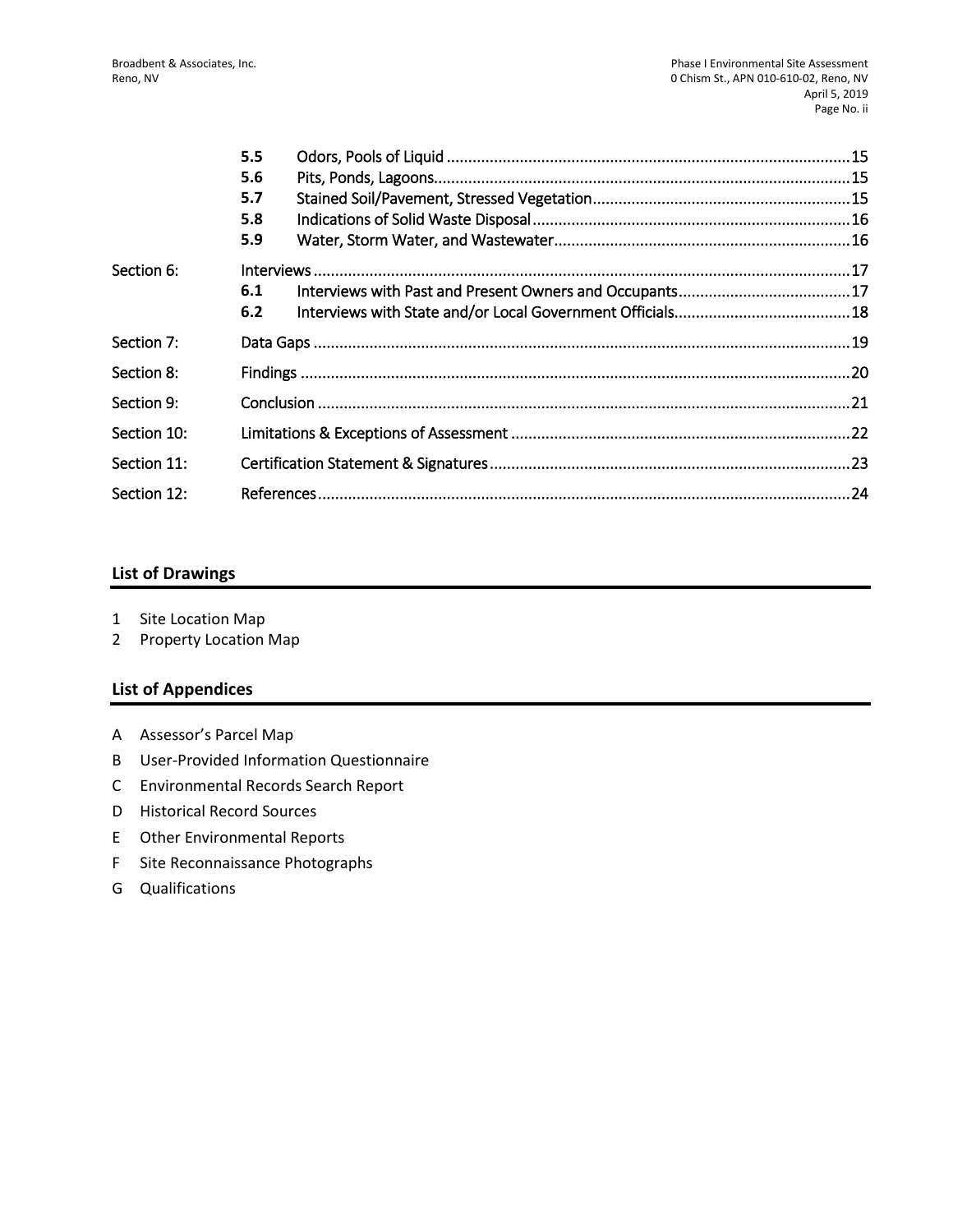| | | | |
|---|---|---|---|
| | **5.5** | Odors, Pools of Liquid | 15 |
| | **5.6** | Pits, Ponds, Lagoons | 15 |
| | **5.7** | Stained Soil/Pavement, Stressed Vegetation | 15 |
| | **5.8** | Indications of Solid Waste Disposal | 16 |
| | **5.9** | Water, Storm Water, and Wastewater | 16 |
| Section 6: | Interviews | | 17 |
| | **6.1** | Interviews with Past and Present Owners and Occupants | 17 |
| | **6.2** | Interviews with State and/or Local Government Officials | 18 |
| Section 7: | Data Gaps | | 19 |
| Section 8: | Findings | | 20 |
| Section 9: | Conclusion | | 21 |
| Section 10: | Limitations & Exceptions of Assessment | | 22 |
| Section 11: | Certification Statement & Signatures | | 23 |
| Section 12: | References | | 24 |

## List of Drawings

1 Site Location Map
2 Property Location Map

## List of Appendices

A Assessor's Parcel Map
B User-Provided Information Questionnaire
C Environmental Records Search Report
D Historical Record Sources
E Other Environmental Reports
F Site Reconnaissance Photographs
G Qualifications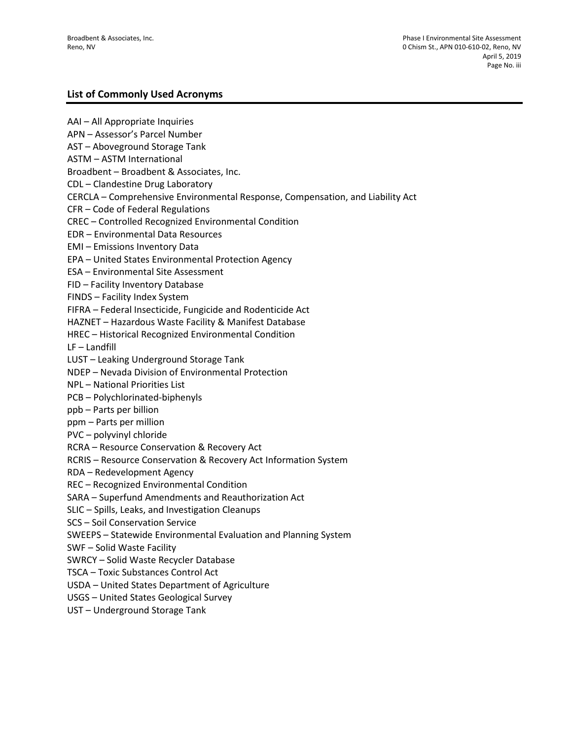## List of Commonly Used Acronyms

AAI – All Appropriate Inquiries
APN – Assessor's Parcel Number
AST – Aboveground Storage Tank
ASTM – ASTM International
Broadbent – Broadbent & Associates, Inc.
CDL – Clandestine Drug Laboratory
CERCLA – Comprehensive Environmental Response, Compensation, and Liability Act
CFR – Code of Federal Regulations
CREC – Controlled Recognized Environmental Condition
EDR – Environmental Data Resources
EMI – Emissions Inventory Data
EPA – United States Environmental Protection Agency
ESA – Environmental Site Assessment
FID – Facility Inventory Database
FINDS – Facility Index System
FIFRA – Federal Insecticide, Fungicide and Rodenticide Act
HAZNET – Hazardous Waste Facility & Manifest Database
HREC – Historical Recognized Environmental Condition
LF – Landfill
LUST – Leaking Underground Storage Tank
NDEP – Nevada Division of Environmental Protection
NPL – National Priorities List
PCB – Polychlorinated-biphenyls
ppb – Parts per billion
ppm – Parts per million
PVC – polyvinyl chloride
RCRA – Resource Conservation & Recovery Act
RCRIS – Resource Conservation & Recovery Act Information System
RDA – Redevelopment Agency
REC – Recognized Environmental Condition
SARA – Superfund Amendments and Reauthorization Act
SLIC – Spills, Leaks, and Investigation Cleanups
SCS – Soil Conservation Service
SWEEPS – Statewide Environmental Evaluation and Planning System
SWF – Solid Waste Facility
SWRCY – Solid Waste Recycler Database
TSCA – Toxic Substances Control Act
USDA – United States Department of Agriculture
USGS – United States Geological Survey
UST – Underground Storage Tank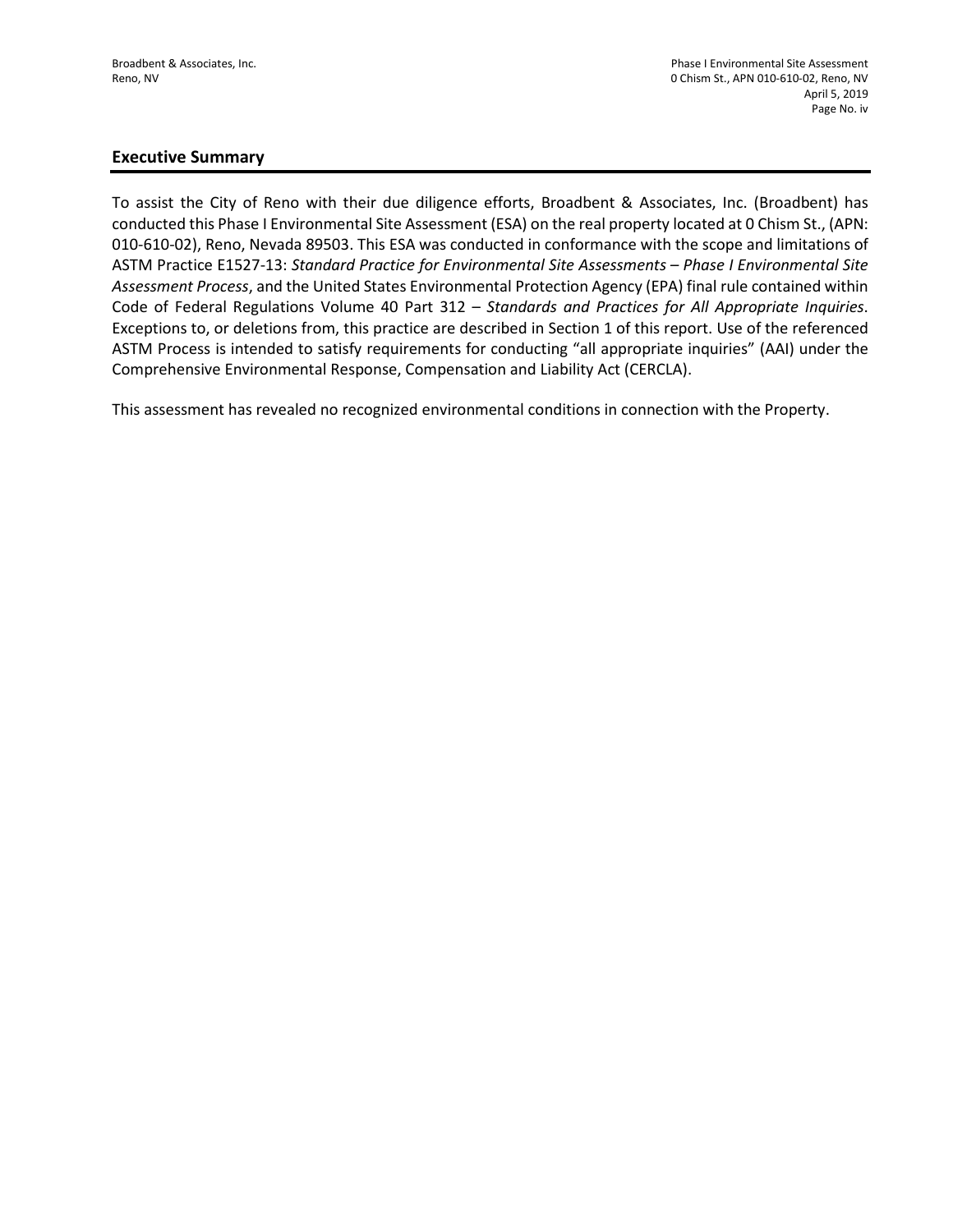## Executive Summary

To assist the City of Reno with their due diligence efforts, Broadbent & Associates, Inc. (Broadbent) has conducted this Phase I Environmental Site Assessment (ESA) on the real property located at 0 Chism St., (APN: 010-610-02), Reno, Nevada 89503. This ESA was conducted in conformance with the scope and limitations of ASTM Practice E1527-13: *Standard Practice for Environmental Site Assessments – Phase I Environmental Site Assessment Process*, and the United States Environmental Protection Agency (EPA) final rule contained within Code of Federal Regulations Volume 40 Part 312 – *Standards and Practices for All Appropriate Inquiries*. Exceptions to, or deletions from, this practice are described in Section 1 of this report. Use of the referenced ASTM Process is intended to satisfy requirements for conducting "all appropriate inquiries" (AAI) under the Comprehensive Environmental Response, Compensation and Liability Act (CERCLA).

This assessment has revealed no recognized environmental conditions in connection with the Property.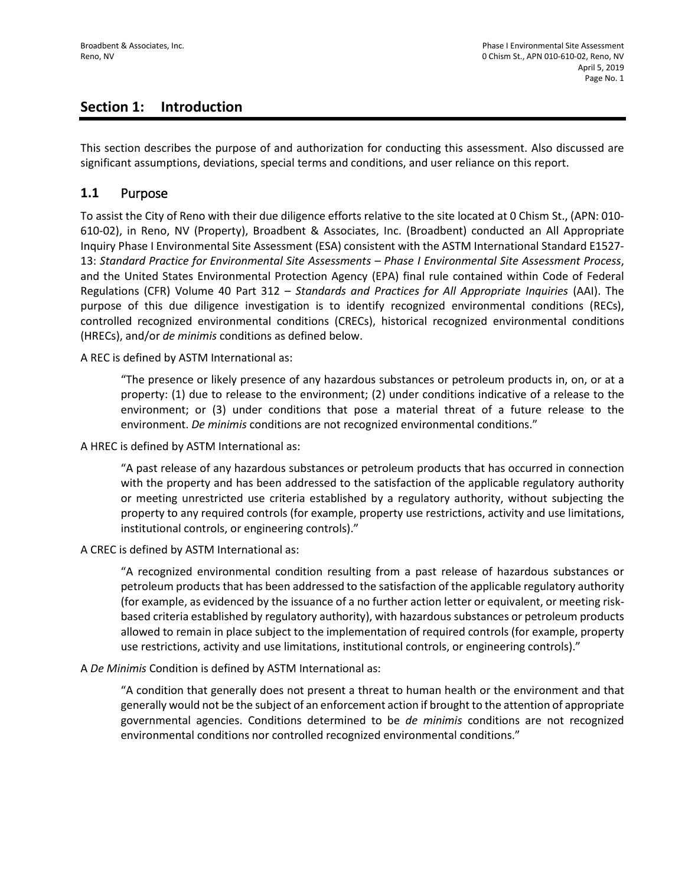## Section 1: Introduction

This section describes the purpose of and authorization for conducting this assessment. Also discussed are significant assumptions, deviations, special terms and conditions, and user reliance on this report.

### 1.1 Purpose

To assist the City of Reno with their due diligence efforts relative to the site located at 0 Chism St., (APN: 010-610-02), in Reno, NV (Property), Broadbent & Associates, Inc. (Broadbent) conducted an All Appropriate Inquiry Phase I Environmental Site Assessment (ESA) consistent with the ASTM International Standard E1527-13: *Standard Practice for Environmental Site Assessments – Phase I Environmental Site Assessment Process*, and the United States Environmental Protection Agency (EPA) final rule contained within Code of Federal Regulations (CFR) Volume 40 Part 312 – *Standards and Practices for All Appropriate Inquiries* (AAI). The purpose of this due diligence investigation is to identify recognized environmental conditions (RECs), controlled recognized environmental conditions (CRECs), historical recognized environmental conditions (HRECs), and/or *de minimis* conditions as defined below.

A REC is defined by ASTM International as:

> "The presence or likely presence of any hazardous substances or petroleum products in, on, or at a property: (1) due to release to the environment; (2) under conditions indicative of a release to the environment; or (3) under conditions that pose a material threat of a future release to the environment. *De minimis* conditions are not recognized environmental conditions."

A HREC is defined by ASTM International as:

> "A past release of any hazardous substances or petroleum products that has occurred in connection with the property and has been addressed to the satisfaction of the applicable regulatory authority or meeting unrestricted use criteria established by a regulatory authority, without subjecting the property to any required controls (for example, property use restrictions, activity and use limitations, institutional controls, or engineering controls)."

A CREC is defined by ASTM International as:

> "A recognized environmental condition resulting from a past release of hazardous substances or petroleum products that has been addressed to the satisfaction of the applicable regulatory authority (for example, as evidenced by the issuance of a no further action letter or equivalent, or meeting risk-based criteria established by regulatory authority), with hazardous substances or petroleum products allowed to remain in place subject to the implementation of required controls (for example, property use restrictions, activity and use limitations, institutional controls, or engineering controls)."

A *De Minimis* Condition is defined by ASTM International as:

> "A condition that generally does not present a threat to human health or the environment and that generally would not be the subject of an enforcement action if brought to the attention of appropriate governmental agencies. Conditions determined to be *de minimis* conditions are not recognized environmental conditions nor controlled recognized environmental conditions."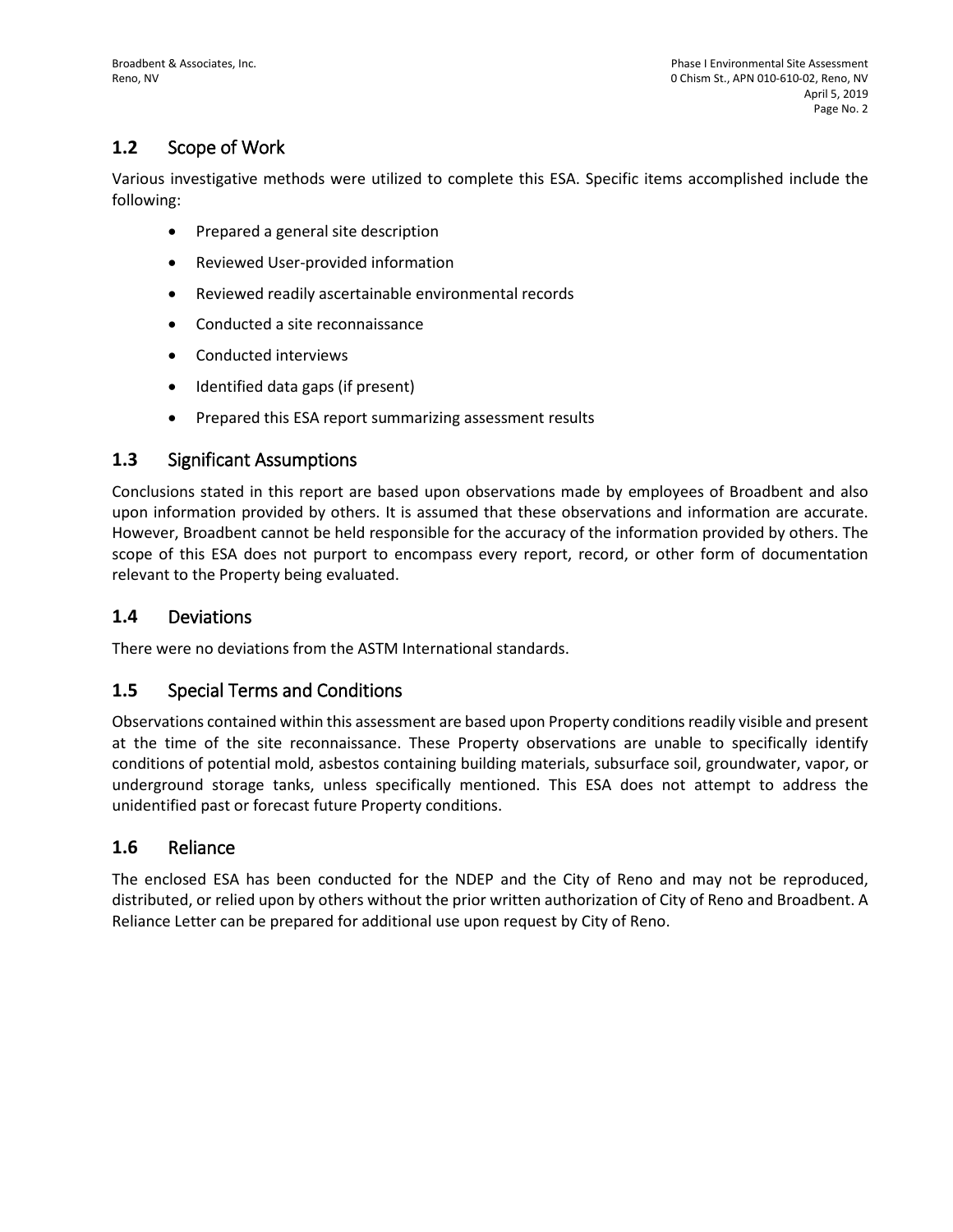## 1.2 Scope of Work

Various investigative methods were utilized to complete this ESA. Specific items accomplished include the following:

- Prepared a general site description
- Reviewed User-provided information
- Reviewed readily ascertainable environmental records
- Conducted a site reconnaissance
- Conducted interviews
- Identified data gaps (if present)
- Prepared this ESA report summarizing assessment results

## 1.3 Significant Assumptions

Conclusions stated in this report are based upon observations made by employees of Broadbent and also upon information provided by others. It is assumed that these observations and information are accurate. However, Broadbent cannot be held responsible for the accuracy of the information provided by others. The scope of this ESA does not purport to encompass every report, record, or other form of documentation relevant to the Property being evaluated.

## 1.4 Deviations

There were no deviations from the ASTM International standards.

## 1.5 Special Terms and Conditions

Observations contained within this assessment are based upon Property conditions readily visible and present at the time of the site reconnaissance. These Property observations are unable to specifically identify conditions of potential mold, asbestos containing building materials, subsurface soil, groundwater, vapor, or underground storage tanks, unless specifically mentioned. This ESA does not attempt to address the unidentified past or forecast future Property conditions.

## 1.6 Reliance

The enclosed ESA has been conducted for the NDEP and the City of Reno and may not be reproduced, distributed, or relied upon by others without the prior written authorization of City of Reno and Broadbent. A Reliance Letter can be prepared for additional use upon request by City of Reno.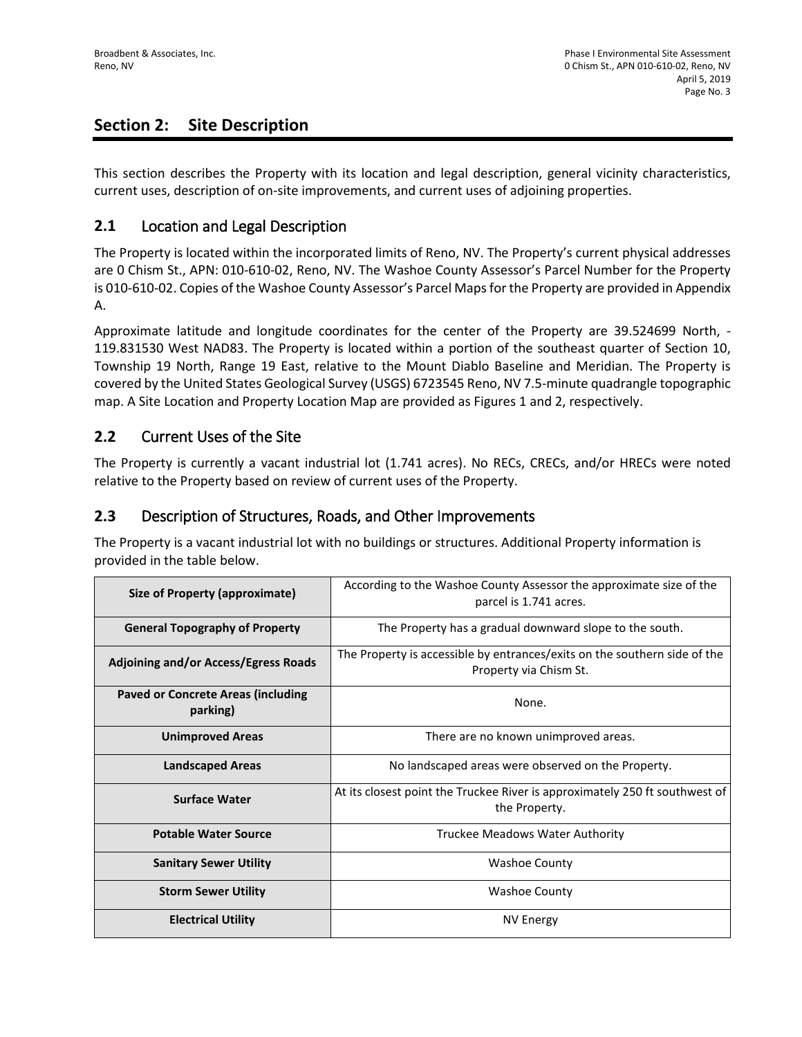# Section 2: Site Description

This section describes the Property with its location and legal description, general vicinity characteristics, current uses, description of on-site improvements, and current uses of adjoining properties.

## 2.1 Location and Legal Description

The Property is located within the incorporated limits of Reno, NV. The Property's current physical addresses are 0 Chism St., APN: 010-610-02, Reno, NV. The Washoe County Assessor's Parcel Number for the Property is 010-610-02. Copies of the Washoe County Assessor's Parcel Maps for the Property are provided in Appendix A.

Approximate latitude and longitude coordinates for the center of the Property are 39.524699 North, -119.831530 West NAD83. The Property is located within a portion of the southeast quarter of Section 10, Township 19 North, Range 19 East, relative to the Mount Diablo Baseline and Meridian. The Property is covered by the United States Geological Survey (USGS) 6723545 Reno, NV 7.5-minute quadrangle topographic map. A Site Location and Property Location Map are provided as Figures 1 and 2, respectively.

## 2.2 Current Uses of the Site

The Property is currently a vacant industrial lot (1.741 acres). No RECs, CRECs, and/or HRECs were noted relative to the Property based on review of current uses of the Property.

## 2.3 Description of Structures, Roads, and Other Improvements

The Property is a vacant industrial lot with no buildings or structures. Additional Property information is provided in the table below.

| | |
|---|---|
| **Size of Property (approximate)** | According to the Washoe County Assessor the approximate size of the parcel is 1.741 acres. |
| **General Topography of Property** | The Property has a gradual downward slope to the south. |
| **Adjoining and/or Access/Egress Roads** | The Property is accessible by entrances/exits on the southern side of the Property via Chism St. |
| **Paved or Concrete Areas (including parking)** | None. |
| **Unimproved Areas** | There are no known unimproved areas. |
| **Landscaped Areas** | No landscaped areas were observed on the Property. |
| **Surface Water** | At its closest point the Truckee River is approximately 250 ft southwest of the Property. |
| **Potable Water Source** | Truckee Meadows Water Authority |
| **Sanitary Sewer Utility** | Washoe County |
| **Storm Sewer Utility** | Washoe County |
| **Electrical Utility** | NV Energy |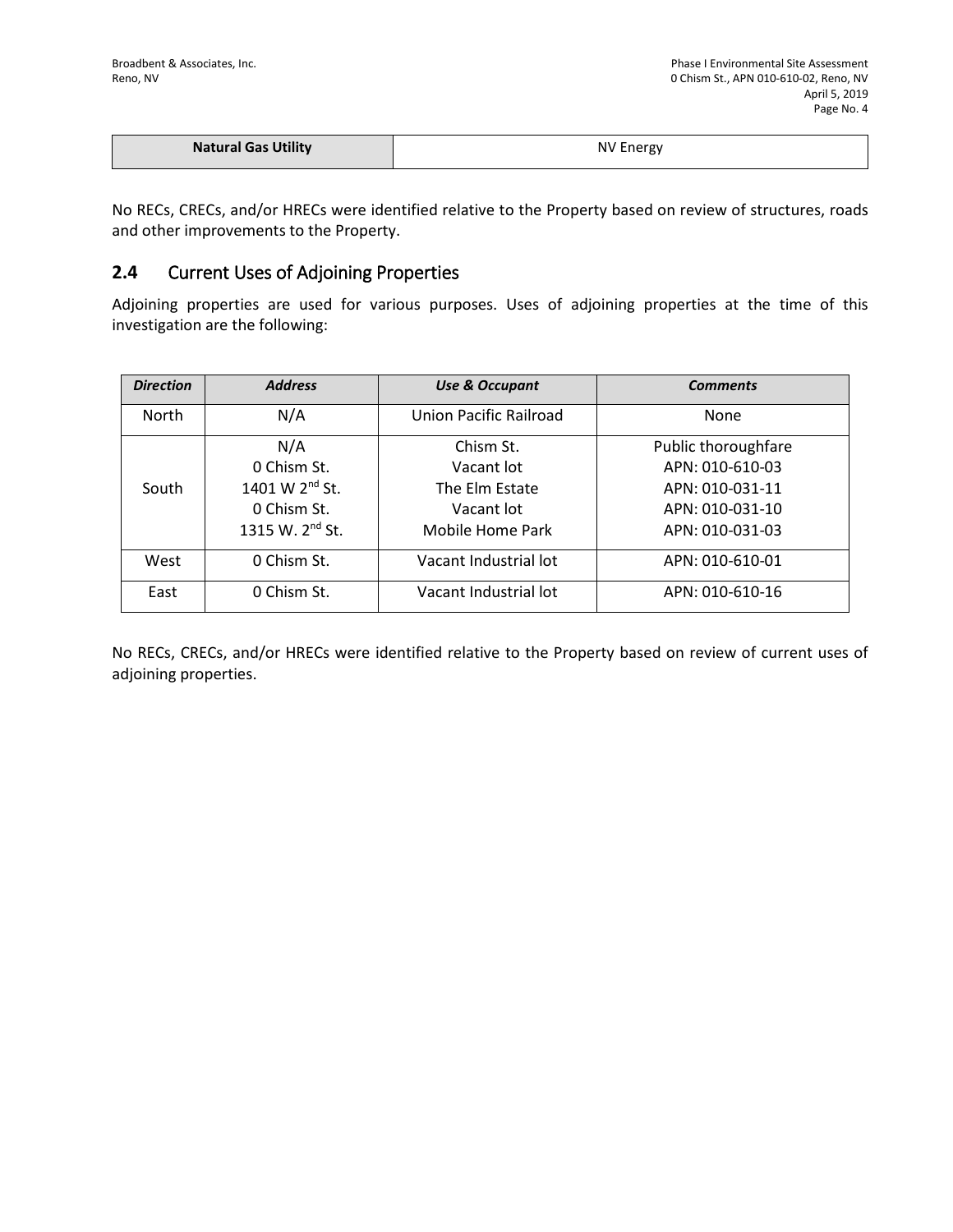| Natural Gas Utility | NV Energy |
|---|---|

No RECs, CRECs, and/or HRECs were identified relative to the Property based on review of structures, roads and other improvements to the Property.

## 2.4 Current Uses of Adjoining Properties

Adjoining properties are used for various purposes. Uses of adjoining properties at the time of this investigation are the following:

| *Direction* | *Address* | *Use & Occupant* | *Comments* |
|---|---|---|---|
| North | N/A | Union Pacific Railroad | None |
| South | N/A<br>0 Chism St.<br>1401 W 2nd St.<br>0 Chism St.<br>1315 W. 2nd St. | Chism St.<br>Vacant lot<br>The Elm Estate<br>Vacant lot<br>Mobile Home Park | Public thoroughfare<br>APN: 010-610-03<br>APN: 010-031-11<br>APN: 010-031-10<br>APN: 010-031-03 |
| West | 0 Chism St. | Vacant Industrial lot | APN: 010-610-01 |
| East | 0 Chism St. | Vacant Industrial lot | APN: 010-610-16 |

No RECs, CRECs, and/or HRECs were identified relative to the Property based on review of current uses of adjoining properties.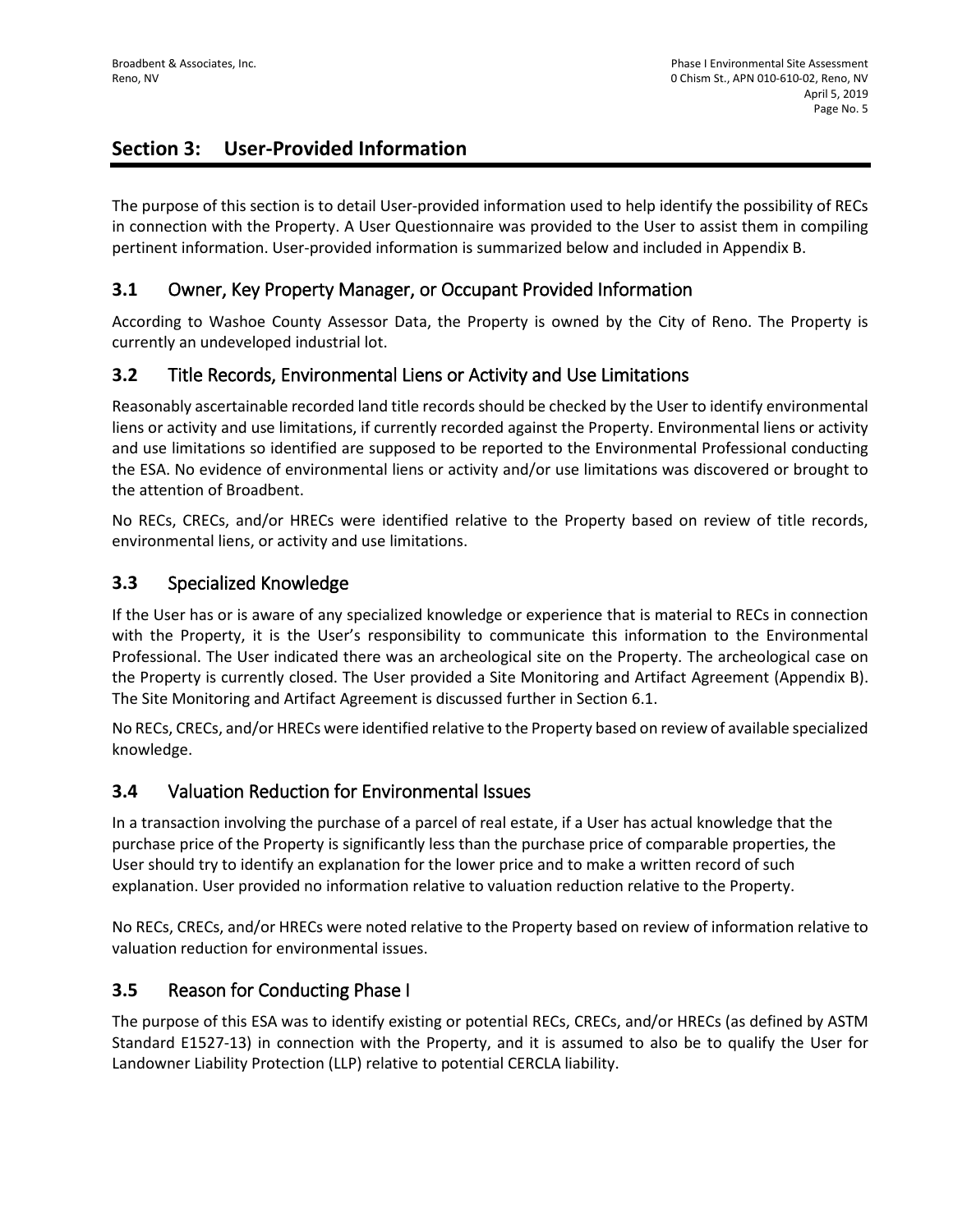# Section 3: User-Provided Information

The purpose of this section is to detail User-provided information used to help identify the possibility of RECs in connection with the Property. A User Questionnaire was provided to the User to assist them in compiling pertinent information. User-provided information is summarized below and included in Appendix B.

## 3.1 Owner, Key Property Manager, or Occupant Provided Information

According to Washoe County Assessor Data, the Property is owned by the City of Reno. The Property is currently an undeveloped industrial lot.

## 3.2 Title Records, Environmental Liens or Activity and Use Limitations

Reasonably ascertainable recorded land title records should be checked by the User to identify environmental liens or activity and use limitations, if currently recorded against the Property. Environmental liens or activity and use limitations so identified are supposed to be reported to the Environmental Professional conducting the ESA. No evidence of environmental liens or activity and/or use limitations was discovered or brought to the attention of Broadbent.

No RECs, CRECs, and/or HRECs were identified relative to the Property based on review of title records, environmental liens, or activity and use limitations.

## 3.3 Specialized Knowledge

If the User has or is aware of any specialized knowledge or experience that is material to RECs in connection with the Property, it is the User's responsibility to communicate this information to the Environmental Professional. The User indicated there was an archeological site on the Property. The archeological case on the Property is currently closed. The User provided a Site Monitoring and Artifact Agreement (Appendix B). The Site Monitoring and Artifact Agreement is discussed further in Section 6.1.

No RECs, CRECs, and/or HRECs were identified relative to the Property based on review of available specialized knowledge.

## 3.4 Valuation Reduction for Environmental Issues

In a transaction involving the purchase of a parcel of real estate, if a User has actual knowledge that the purchase price of the Property is significantly less than the purchase price of comparable properties, the User should try to identify an explanation for the lower price and to make a written record of such explanation. User provided no information relative to valuation reduction relative to the Property.

No RECs, CRECs, and/or HRECs were noted relative to the Property based on review of information relative to valuation reduction for environmental issues.

## 3.5 Reason for Conducting Phase I

The purpose of this ESA was to identify existing or potential RECs, CRECs, and/or HRECs (as defined by ASTM Standard E1527-13) in connection with the Property, and it is assumed to also be to qualify the User for Landowner Liability Protection (LLP) relative to potential CERCLA liability.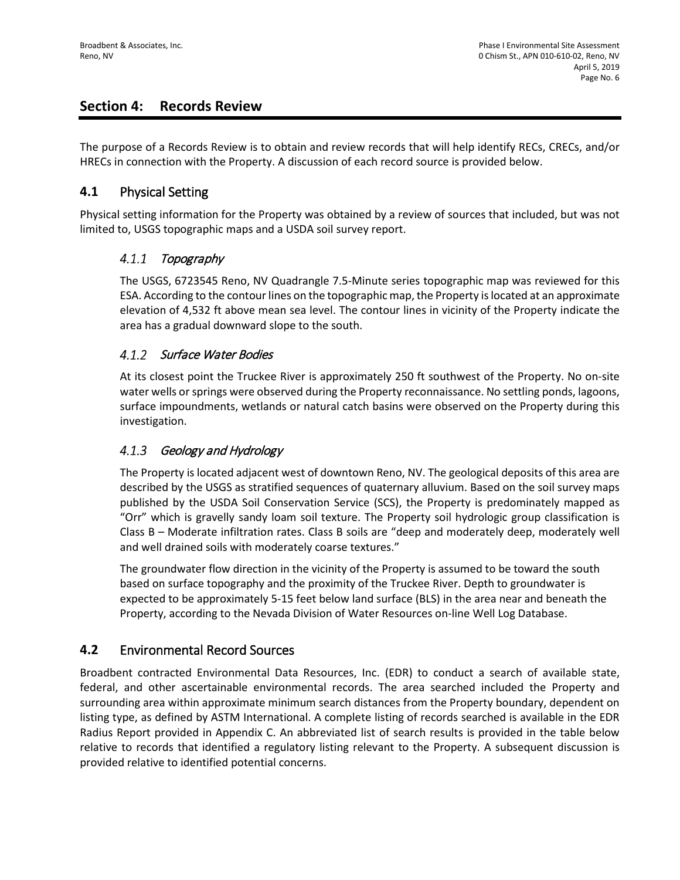## Section 4: Records Review

The purpose of a Records Review is to obtain and review records that will help identify RECs, CRECs, and/or HRECs in connection with the Property. A discussion of each record source is provided below.

### 4.1 Physical Setting

Physical setting information for the Property was obtained by a review of sources that included, but was not limited to, USGS topographic maps and a USDA soil survey report.

#### *4.1.1 Topography*

The USGS, 6723545 Reno, NV Quadrangle 7.5-Minute series topographic map was reviewed for this ESA. According to the contour lines on the topographic map, the Property is located at an approximate elevation of 4,532 ft above mean sea level. The contour lines in vicinity of the Property indicate the area has a gradual downward slope to the south.

#### *4.1.2 Surface Water Bodies*

At its closest point the Truckee River is approximately 250 ft southwest of the Property. No on-site water wells or springs were observed during the Property reconnaissance. No settling ponds, lagoons, surface impoundments, wetlands or natural catch basins were observed on the Property during this investigation.

#### *4.1.3 Geology and Hydrology*

The Property is located adjacent west of downtown Reno, NV. The geological deposits of this area are described by the USGS as stratified sequences of quaternary alluvium. Based on the soil survey maps published by the USDA Soil Conservation Service (SCS), the Property is predominately mapped as "Orr" which is gravelly sandy loam soil texture. The Property soil hydrologic group classification is Class B – Moderate infiltration rates. Class B soils are "deep and moderately deep, moderately well and well drained soils with moderately coarse textures."

The groundwater flow direction in the vicinity of the Property is assumed to be toward the south based on surface topography and the proximity of the Truckee River. Depth to groundwater is expected to be approximately 5-15 feet below land surface (BLS) in the area near and beneath the Property, according to the Nevada Division of Water Resources on-line Well Log Database.

### 4.2 Environmental Record Sources

Broadbent contracted Environmental Data Resources, Inc. (EDR) to conduct a search of available state, federal, and other ascertainable environmental records. The area searched included the Property and surrounding area within approximate minimum search distances from the Property boundary, dependent on listing type, as defined by ASTM International. A complete listing of records searched is available in the EDR Radius Report provided in Appendix C. An abbreviated list of search results is provided in the table below relative to records that identified a regulatory listing relevant to the Property. A subsequent discussion is provided relative to identified potential concerns.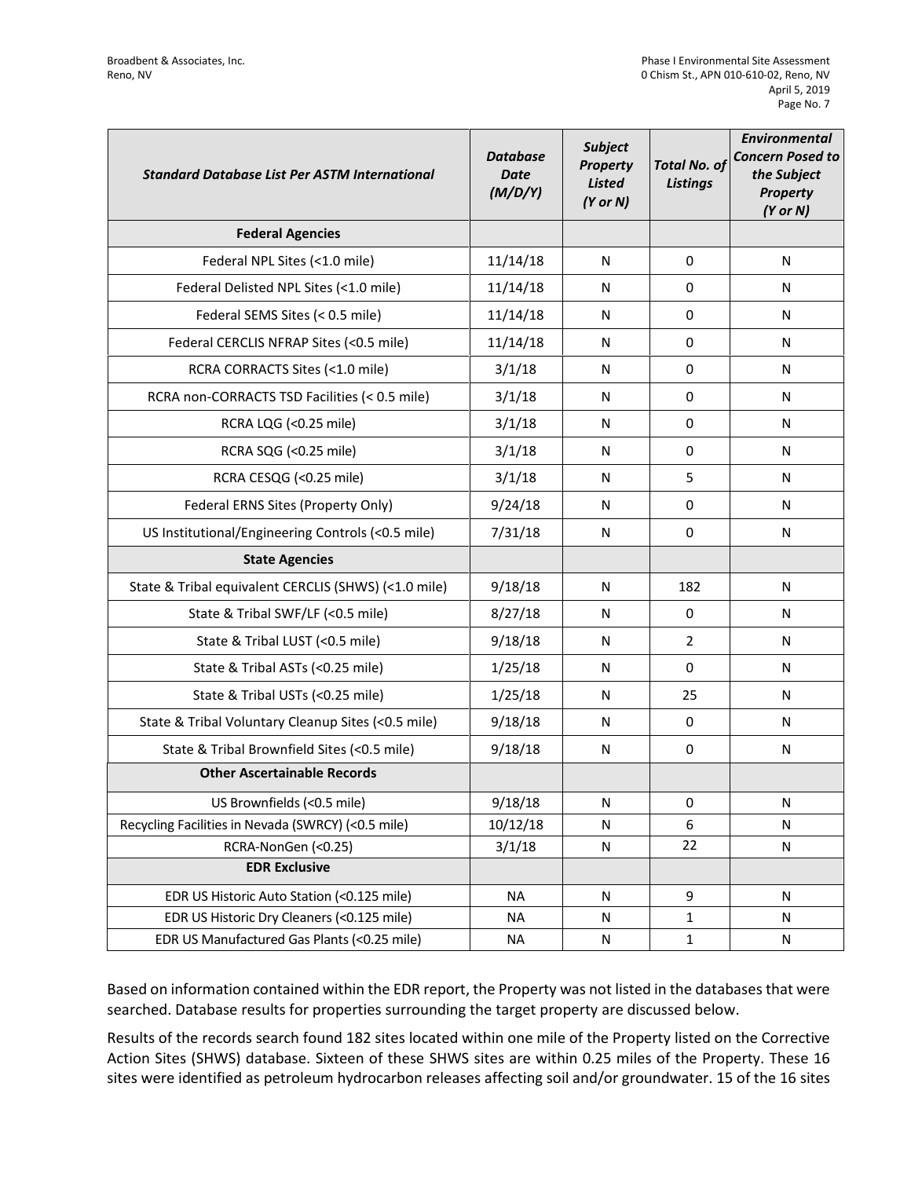| *Standard Database List Per ASTM International* | *Database Date (M/D/Y)* | *Subject Property Listed (Y or N)* | *Total No. of Listings* | *Environmental Concern Posed to the Subject Property (Y or N)* |
|---|---|---|---|---|
| **Federal Agencies** | | | | |
| Federal NPL Sites (<1.0 mile) | 11/14/18 | N | 0 | N |
| Federal Delisted NPL Sites (<1.0 mile) | 11/14/18 | N | 0 | N |
| Federal SEMS Sites (< 0.5 mile) | 11/14/18 | N | 0 | N |
| Federal CERCLIS NFRAP Sites (<0.5 mile) | 11/14/18 | N | 0 | N |
| RCRA CORRACTS Sites (<1.0 mile) | 3/1/18 | N | 0 | N |
| RCRA non-CORRACTS TSD Facilities (< 0.5 mile) | 3/1/18 | N | 0 | N |
| RCRA LQG (<0.25 mile) | 3/1/18 | N | 0 | N |
| RCRA SQG (<0.25 mile) | 3/1/18 | N | 0 | N |
| RCRA CESQG (<0.25 mile) | 3/1/18 | N | 5 | N |
| Federal ERNS Sites (Property Only) | 9/24/18 | N | 0 | N |
| US Institutional/Engineering Controls (<0.5 mile) | 7/31/18 | N | 0 | N |
| **State Agencies** | | | | |
| State & Tribal equivalent CERCLIS (SHWS) (<1.0 mile) | 9/18/18 | N | 182 | N |
| State & Tribal SWF/LF (<0.5 mile) | 8/27/18 | N | 0 | N |
| State & Tribal LUST (<0.5 mile) | 9/18/18 | N | 2 | N |
| State & Tribal ASTs (<0.25 mile) | 1/25/18 | N | 0 | N |
| State & Tribal USTs (<0.25 mile) | 1/25/18 | N | 25 | N |
| State & Tribal Voluntary Cleanup Sites (<0.5 mile) | 9/18/18 | N | 0 | N |
| State & Tribal Brownfield Sites (<0.5 mile) | 9/18/18 | N | 0 | N |
| **Other Ascertainable Records** | | | | |
| US Brownfields (<0.5 mile) | 9/18/18 | N | 0 | N |
| Recycling Facilities in Nevada (SWRCY) (<0.5 mile) | 10/12/18 | N | 6 | N |
| RCRA-NonGen (<0.25) | 3/1/18 | N | 22 | N |
| **EDR Exclusive** | | | | |
| EDR US Historic Auto Station (<0.125 mile) | NA | N | 9 | N |
| EDR US Historic Dry Cleaners (<0.125 mile) | NA | N | 1 | N |
| EDR US Manufactured Gas Plants (<0.25 mile) | NA | N | 1 | N |

Based on information contained within the EDR report, the Property was not listed in the databases that were searched. Database results for properties surrounding the target property are discussed below.

Results of the records search found 182 sites located within one mile of the Property listed on the Corrective Action Sites (SHWS) database. Sixteen of these SHWS sites are within 0.25 miles of the Property. These 16 sites were identified as petroleum hydrocarbon releases affecting soil and/or groundwater. 15 of the 16 sites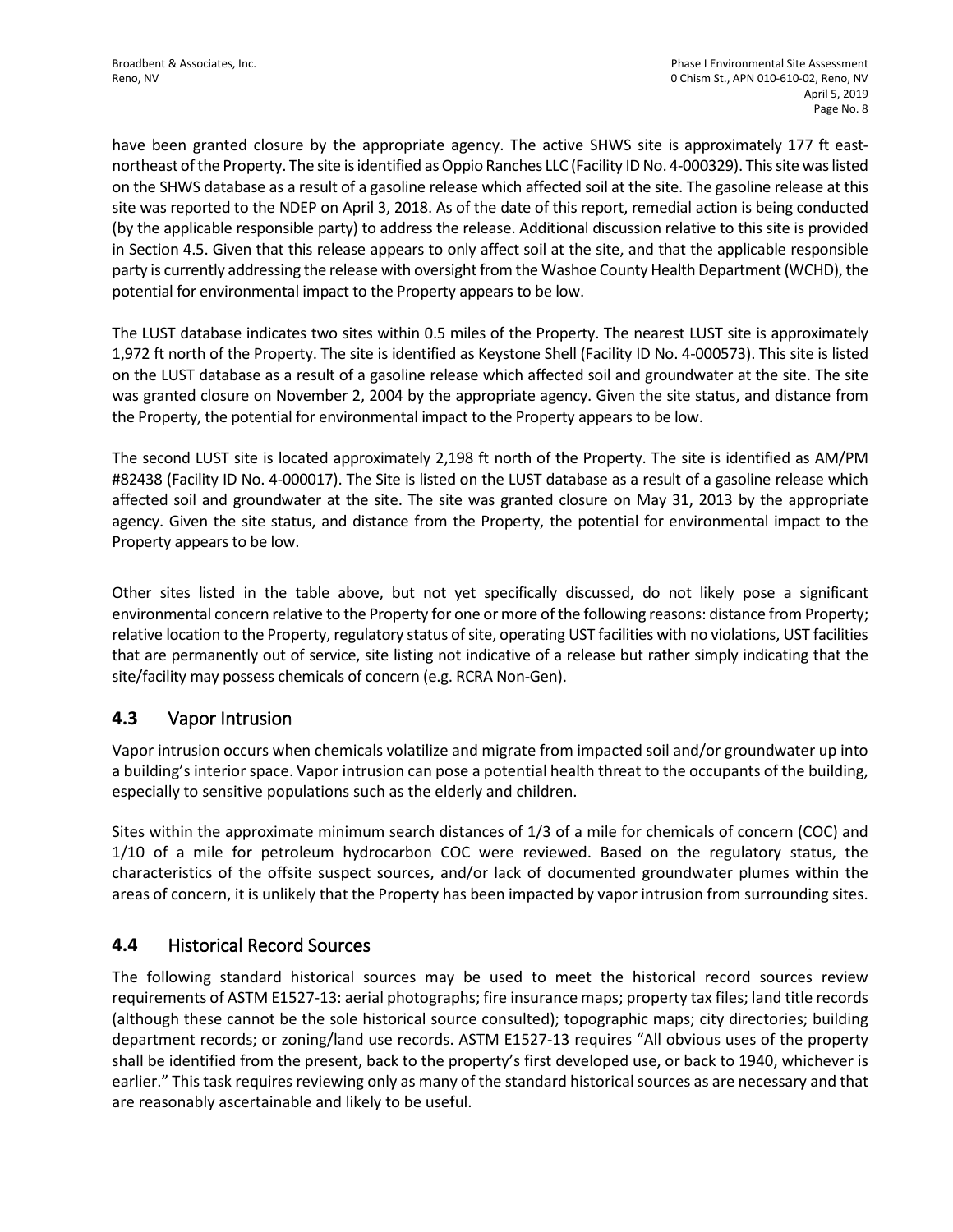have been granted closure by the appropriate agency. The active SHWS site is approximately 177 ft east-northeast of the Property. The site is identified as Oppio Ranches LLC (Facility ID No. 4-000329). This site was listed on the SHWS database as a result of a gasoline release which affected soil at the site. The gasoline release at this site was reported to the NDEP on April 3, 2018. As of the date of this report, remedial action is being conducted (by the applicable responsible party) to address the release. Additional discussion relative to this site is provided in Section 4.5. Given that this release appears to only affect soil at the site, and that the applicable responsible party is currently addressing the release with oversight from the Washoe County Health Department (WCHD), the potential for environmental impact to the Property appears to be low.

The LUST database indicates two sites within 0.5 miles of the Property. The nearest LUST site is approximately 1,972 ft north of the Property. The site is identified as Keystone Shell (Facility ID No. 4-000573). This site is listed on the LUST database as a result of a gasoline release which affected soil and groundwater at the site. The site was granted closure on November 2, 2004 by the appropriate agency. Given the site status, and distance from the Property, the potential for environmental impact to the Property appears to be low.

The second LUST site is located approximately 2,198 ft north of the Property. The site is identified as AM/PM #82438 (Facility ID No. 4-000017). The Site is listed on the LUST database as a result of a gasoline release which affected soil and groundwater at the site. The site was granted closure on May 31, 2013 by the appropriate agency. Given the site status, and distance from the Property, the potential for environmental impact to the Property appears to be low.

Other sites listed in the table above, but not yet specifically discussed, do not likely pose a significant environmental concern relative to the Property for one or more of the following reasons: distance from Property; relative location to the Property, regulatory status of site, operating UST facilities with no violations, UST facilities that are permanently out of service, site listing not indicative of a release but rather simply indicating that the site/facility may possess chemicals of concern (e.g. RCRA Non-Gen).

## 4.3 Vapor Intrusion

Vapor intrusion occurs when chemicals volatilize and migrate from impacted soil and/or groundwater up into a building's interior space. Vapor intrusion can pose a potential health threat to the occupants of the building, especially to sensitive populations such as the elderly and children.

Sites within the approximate minimum search distances of 1/3 of a mile for chemicals of concern (COC) and 1/10 of a mile for petroleum hydrocarbon COC were reviewed. Based on the regulatory status, the characteristics of the offsite suspect sources, and/or lack of documented groundwater plumes within the areas of concern, it is unlikely that the Property has been impacted by vapor intrusion from surrounding sites.

## 4.4 Historical Record Sources

The following standard historical sources may be used to meet the historical record sources review requirements of ASTM E1527-13: aerial photographs; fire insurance maps; property tax files; land title records (although these cannot be the sole historical source consulted); topographic maps; city directories; building department records; or zoning/land use records. ASTM E1527-13 requires "All obvious uses of the property shall be identified from the present, back to the property's first developed use, or back to 1940, whichever is earlier." This task requires reviewing only as many of the standard historical sources as are necessary and that are reasonably ascertainable and likely to be useful.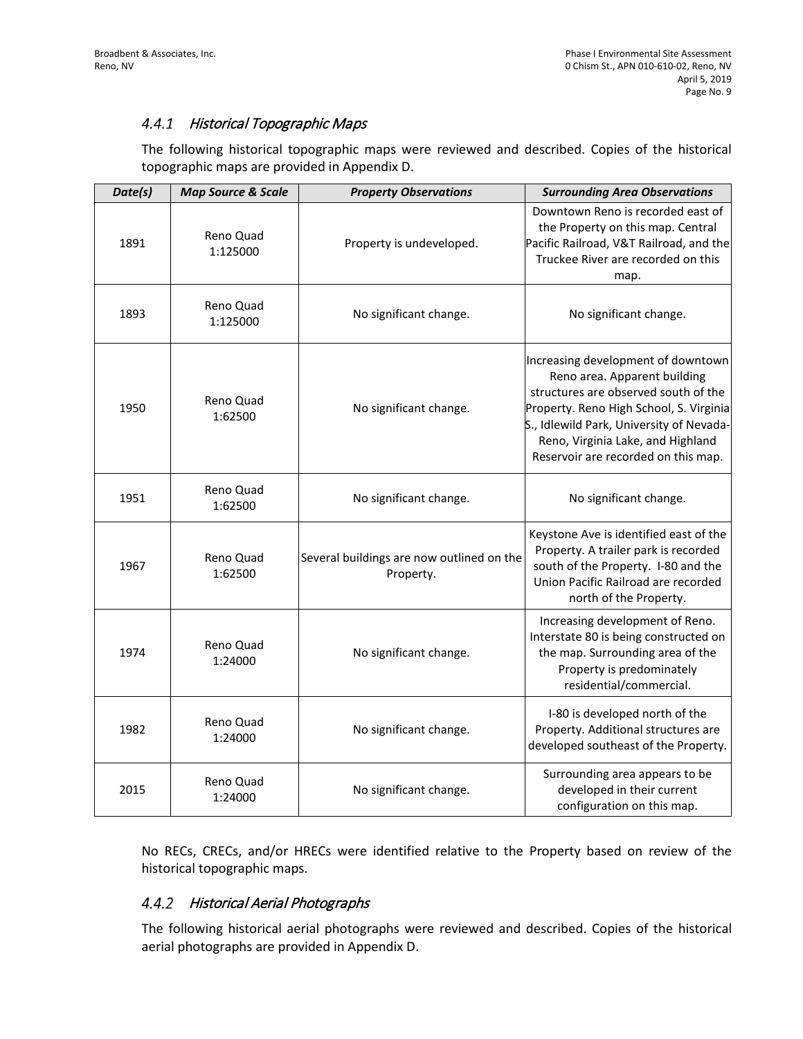### *4.4.1 Historical Topographic Maps*

The following historical topographic maps were reviewed and described. Copies of the historical topographic maps are provided in Appendix D.

| *Date(s)* | *Map Source & Scale* | *Property Observations* | *Surrounding Area Observations* |
|---|---|---|---|
| 1891 | Reno Quad 1:125000 | Property is undeveloped. | Downtown Reno is recorded east of the Property on this map. Central Pacific Railroad, V&T Railroad, and the Truckee River are recorded on this map. |
| 1893 | Reno Quad 1:125000 | No significant change. | No significant change. |
| 1950 | Reno Quad 1:62500 | No significant change. | Increasing development of downtown Reno area. Apparent building structures are observed south of the Property. Reno High School, S. Virginia S., Idlewild Park, University of Nevada-Reno, Virginia Lake, and Highland Reservoir are recorded on this map. |
| 1951 | Reno Quad 1:62500 | No significant change. | No significant change. |
| 1967 | Reno Quad 1:62500 | Several buildings are now outlined on the Property. | Keystone Ave is identified east of the Property. A trailer park is recorded south of the Property. I-80 and the Union Pacific Railroad are recorded north of the Property. |
| 1974 | Reno Quad 1:24000 | No significant change. | Increasing development of Reno. Interstate 80 is being constructed on the map. Surrounding area of the Property is predominately residential/commercial. |
| 1982 | Reno Quad 1:24000 | No significant change. | I-80 is developed north of the Property. Additional structures are developed southeast of the Property. |
| 2015 | Reno Quad 1:24000 | No significant change. | Surrounding area appears to be developed in their current configuration on this map. |

No RECs, CRECs, and/or HRECs were identified relative to the Property based on review of the historical topographic maps.

### *4.4.2 Historical Aerial Photographs*

The following historical aerial photographs were reviewed and described. Copies of the historical aerial photographs are provided in Appendix D.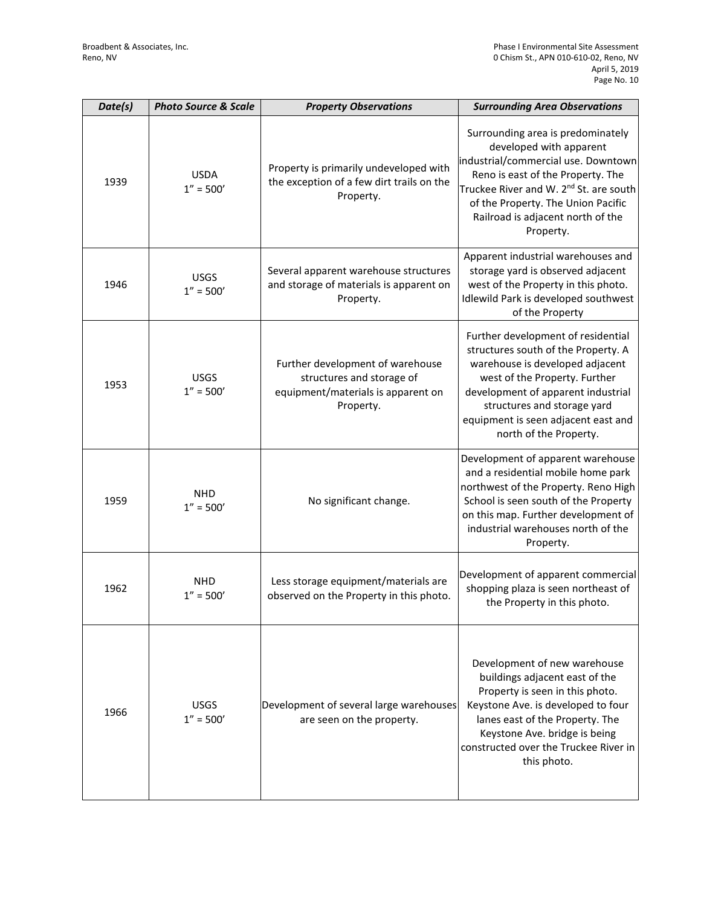| *Date(s)* | *Photo Source & Scale* | *Property Observations* | *Surrounding Area Observations* |
|---|---|---|---|
| 1939 | USDA 1" = 500' | Property is primarily undeveloped with the exception of a few dirt trails on the Property. | Surrounding area is predominately developed with apparent industrial/commercial use. Downtown Reno is east of the Property. The Truckee River and W. 2nd St. are south of the Property. The Union Pacific Railroad is adjacent north of the Property. |
| 1946 | USGS 1" = 500' | Several apparent warehouse structures and storage of materials is apparent on Property. | Apparent industrial warehouses and storage yard is observed adjacent west of the Property in this photo. Idlewild Park is developed southwest of the Property |
| 1953 | USGS 1" = 500' | Further development of warehouse structures and storage of equipment/materials is apparent on Property. | Further development of residential structures south of the Property. A warehouse is developed adjacent west of the Property. Further development of apparent industrial structures and storage yard equipment is seen adjacent east and north of the Property. |
| 1959 | NHD 1" = 500' | No significant change. | Development of apparent warehouse and a residential mobile home park northwest of the Property. Reno High School is seen south of the Property on this map. Further development of industrial warehouses north of the Property. |
| 1962 | NHD 1" = 500' | Less storage equipment/materials are observed on the Property in this photo. | Development of apparent commercial shopping plaza is seen northeast of the Property in this photo. |
| 1966 | USGS 1" = 500' | Development of several large warehouses are seen on the property. | Development of new warehouse buildings adjacent east of the Property is seen in this photo. Keystone Ave. is developed to four lanes east of the Property. The Keystone Ave. bridge is being constructed over the Truckee River in this photo. |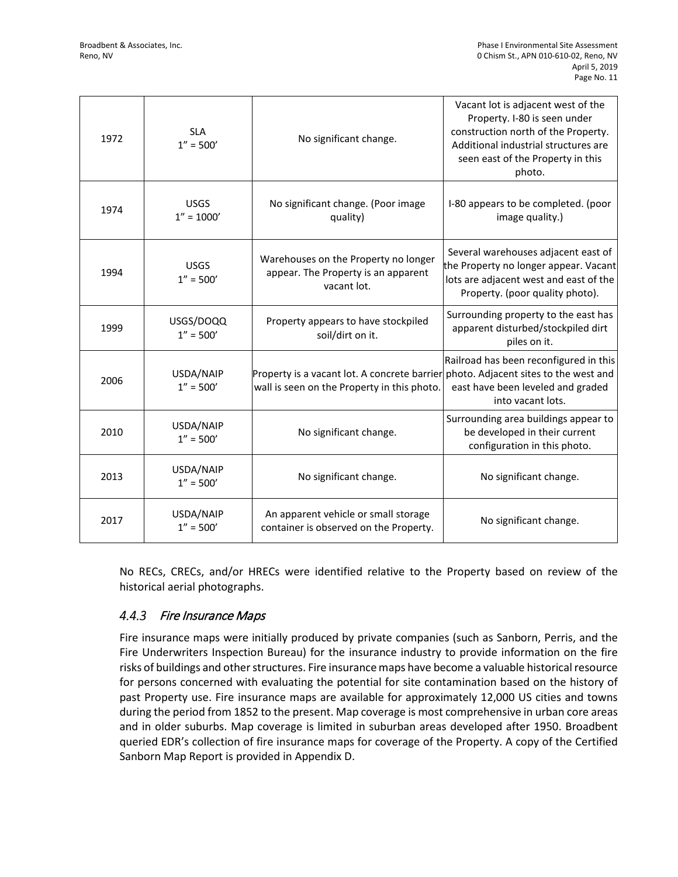| 1972 | SLA<br>1" = 500' | No significant change. | Vacant lot is adjacent west of the Property. I-80 is seen under construction north of the Property. Additional industrial structures are seen east of the Property in this photo. |
|---|---|---|---|
| 1974 | USGS<br>1" = 1000' | No significant change. (Poor image quality) | I-80 appears to be completed. (poor image quality.) |
| 1994 | USGS<br>1" = 500' | Warehouses on the Property no longer appear. The Property is an apparent vacant lot. | Several warehouses adjacent east of the Property no longer appear. Vacant lots are adjacent west and east of the Property. (poor quality photo). |
| 1999 | USGS/DOQQ<br>1" = 500' | Property appears to have stockpiled soil/dirt on it. | Surrounding property to the east has apparent disturbed/stockpiled dirt piles on it. |
| 2006 | USDA/NAIP<br>1" = 500' | Property is a vacant lot. A concrete barrier wall is seen on the Property in this photo. | Railroad has been reconfigured in this photo. Adjacent sites to the west and east have been leveled and graded into vacant lots. |
| 2010 | USDA/NAIP<br>1" = 500' | No significant change. | Surrounding area buildings appear to be developed in their current configuration in this photo. |
| 2013 | USDA/NAIP<br>1" = 500' | No significant change. | No significant change. |
| 2017 | USDA/NAIP<br>1" = 500' | An apparent vehicle or small storage container is observed on the Property. | No significant change. |

No RECs, CRECs, and/or HRECs were identified relative to the Property based on review of the historical aerial photographs.

### *4.4.3 Fire Insurance Maps*

Fire insurance maps were initially produced by private companies (such as Sanborn, Perris, and the Fire Underwriters Inspection Bureau) for the insurance industry to provide information on the fire risks of buildings and other structures. Fire insurance maps have become a valuable historical resource for persons concerned with evaluating the potential for site contamination based on the history of past Property use. Fire insurance maps are available for approximately 12,000 US cities and towns during the period from 1852 to the present. Map coverage is most comprehensive in urban core areas and in older suburbs. Map coverage is limited in suburban areas developed after 1950. Broadbent queried EDR's collection of fire insurance maps for coverage of the Property. A copy of the Certified Sanborn Map Report is provided in Appendix D.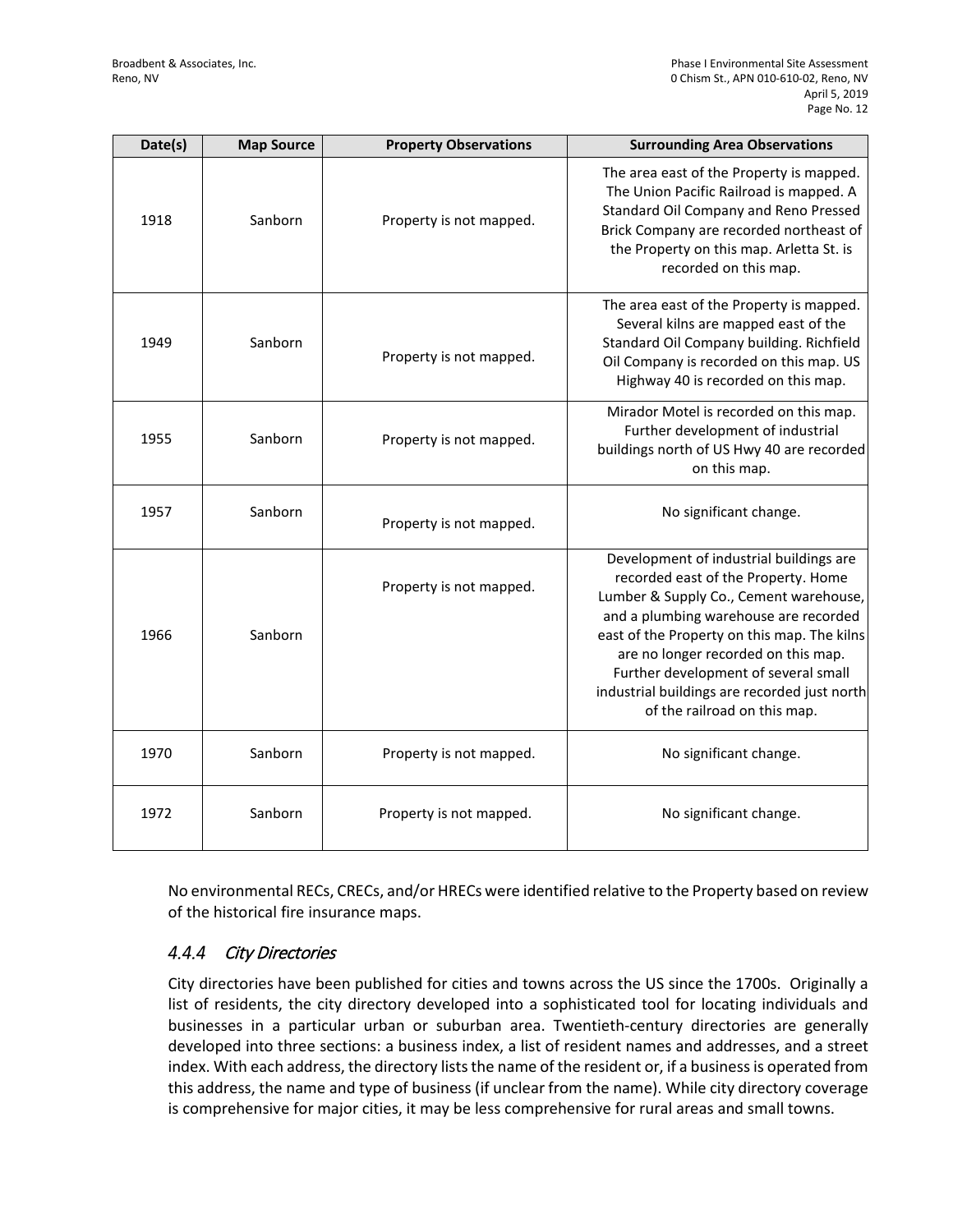| Date(s) | Map Source | Property Observations | Surrounding Area Observations |
|---|---|---|---|
| 1918 | Sanborn | Property is not mapped. | The area east of the Property is mapped. The Union Pacific Railroad is mapped. A Standard Oil Company and Reno Pressed Brick Company are recorded northeast of the Property on this map. Arletta St. is recorded on this map. |
| 1949 | Sanborn | Property is not mapped. | The area east of the Property is mapped. Several kilns are mapped east of the Standard Oil Company building. Richfield Oil Company is recorded on this map. US Highway 40 is recorded on this map. |
| 1955 | Sanborn | Property is not mapped. | Mirador Motel is recorded on this map. Further development of industrial buildings north of US Hwy 40 are recorded on this map. |
| 1957 | Sanborn | Property is not mapped. | No significant change. |
| 1966 | Sanborn | Property is not mapped. | Development of industrial buildings are recorded east of the Property. Home Lumber & Supply Co., Cement warehouse, and a plumbing warehouse are recorded east of the Property on this map. The kilns are no longer recorded on this map. Further development of several small industrial buildings are recorded just north of the railroad on this map. |
| 1970 | Sanborn | Property is not mapped. | No significant change. |
| 1972 | Sanborn | Property is not mapped. | No significant change. |

No environmental RECs, CRECs, and/or HRECs were identified relative to the Property based on review of the historical fire insurance maps.

### *4.4.4 City Directories*

City directories have been published for cities and towns across the US since the 1700s. Originally a list of residents, the city directory developed into a sophisticated tool for locating individuals and businesses in a particular urban or suburban area. Twentieth-century directories are generally developed into three sections: a business index, a list of resident names and addresses, and a street index. With each address, the directory lists the name of the resident or, if a business is operated from this address, the name and type of business (if unclear from the name). While city directory coverage is comprehensive for major cities, it may be less comprehensive for rural areas and small towns.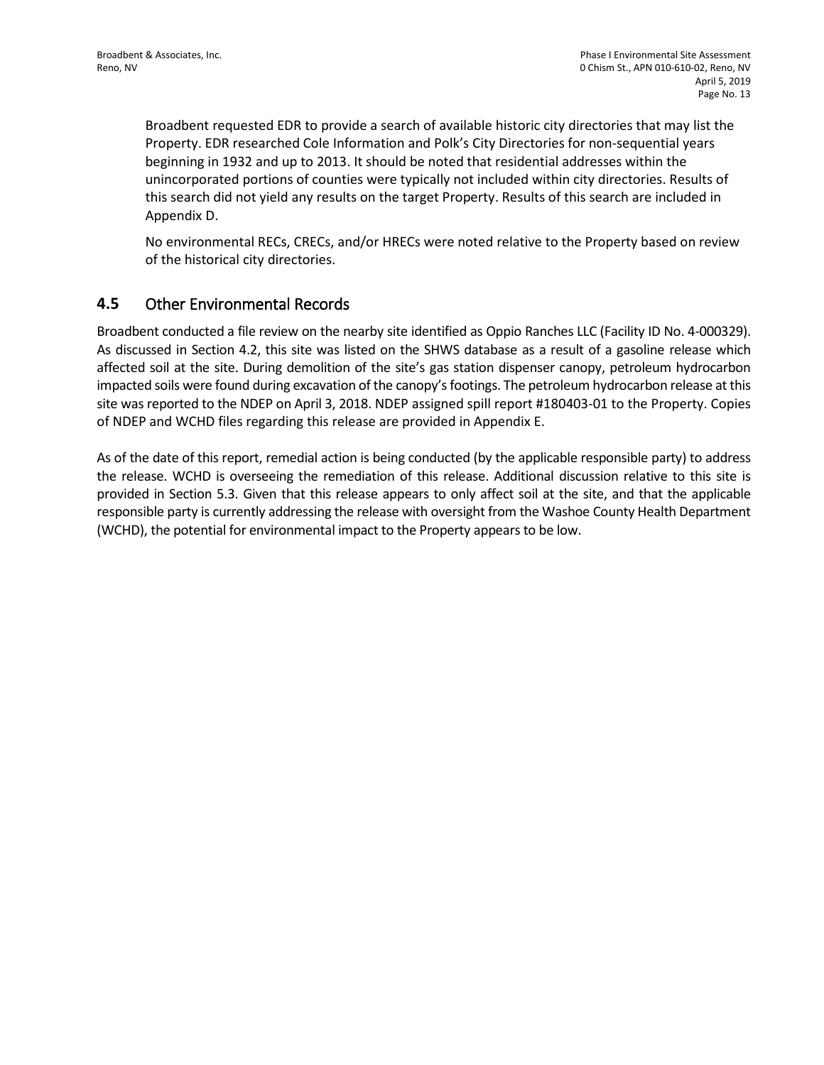Broadbent requested EDR to provide a search of available historic city directories that may list the Property. EDR researched Cole Information and Polk's City Directories for non-sequential years beginning in 1932 and up to 2013. It should be noted that residential addresses within the unincorporated portions of counties were typically not included within city directories. Results of this search did not yield any results on the target Property. Results of this search are included in Appendix D.

No environmental RECs, CRECs, and/or HRECs were noted relative to the Property based on review of the historical city directories.

## 4.5 Other Environmental Records

Broadbent conducted a file review on the nearby site identified as Oppio Ranches LLC (Facility ID No. 4-000329). As discussed in Section 4.2, this site was listed on the SHWS database as a result of a gasoline release which affected soil at the site. During demolition of the site's gas station dispenser canopy, petroleum hydrocarbon impacted soils were found during excavation of the canopy's footings. The petroleum hydrocarbon release at this site was reported to the NDEP on April 3, 2018. NDEP assigned spill report #180403-01 to the Property. Copies of NDEP and WCHD files regarding this release are provided in Appendix E.

As of the date of this report, remedial action is being conducted (by the applicable responsible party) to address the release. WCHD is overseeing the remediation of this release. Additional discussion relative to this site is provided in Section 5.3. Given that this release appears to only affect soil at the site, and that the applicable responsible party is currently addressing the release with oversight from the Washoe County Health Department (WCHD), the potential for environmental impact to the Property appears to be low.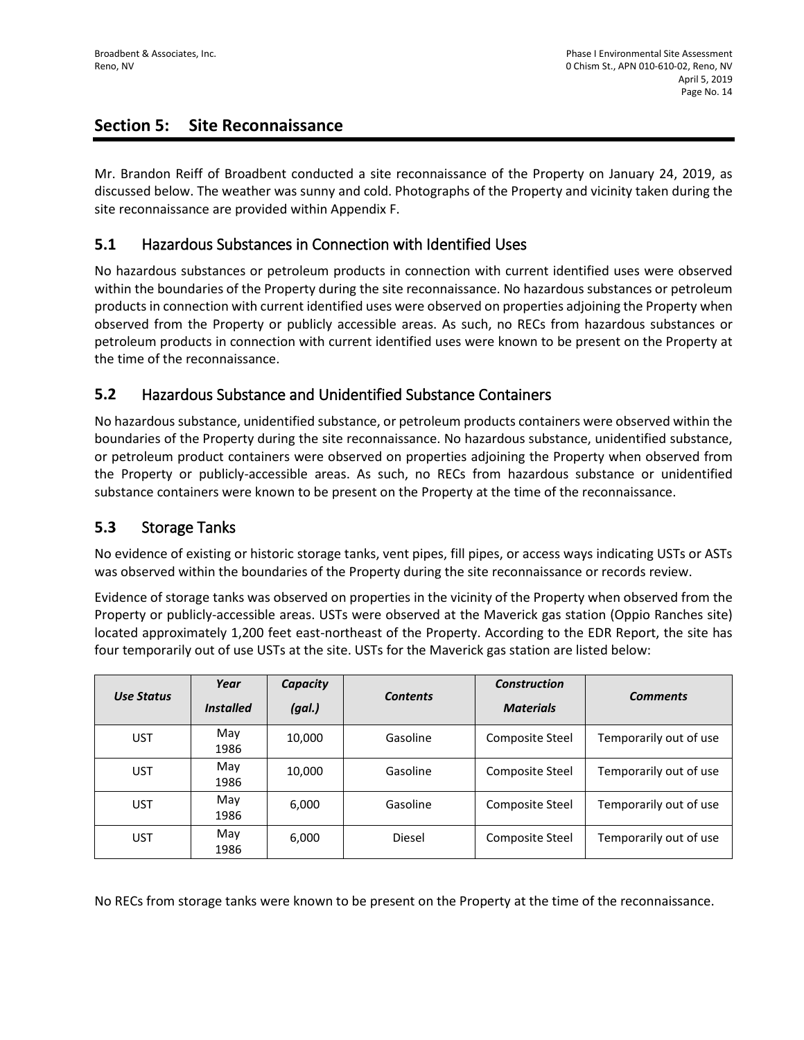## Section 5: Site Reconnaissance

Mr. Brandon Reiff of Broadbent conducted a site reconnaissance of the Property on January 24, 2019, as discussed below. The weather was sunny and cold. Photographs of the Property and vicinity taken during the site reconnaissance are provided within Appendix F.

### 5.1 Hazardous Substances in Connection with Identified Uses

No hazardous substances or petroleum products in connection with current identified uses were observed within the boundaries of the Property during the site reconnaissance. No hazardous substances or petroleum products in connection with current identified uses were observed on properties adjoining the Property when observed from the Property or publicly accessible areas. As such, no RECs from hazardous substances or petroleum products in connection with current identified uses were known to be present on the Property at the time of the reconnaissance.

### 5.2 Hazardous Substance and Unidentified Substance Containers

No hazardous substance, unidentified substance, or petroleum products containers were observed within the boundaries of the Property during the site reconnaissance. No hazardous substance, unidentified substance, or petroleum product containers were observed on properties adjoining the Property when observed from the Property or publicly-accessible areas. As such, no RECs from hazardous substance or unidentified substance containers were known to be present on the Property at the time of the reconnaissance.

### 5.3 Storage Tanks

No evidence of existing or historic storage tanks, vent pipes, fill pipes, or access ways indicating USTs or ASTs was observed within the boundaries of the Property during the site reconnaissance or records review.

Evidence of storage tanks was observed on properties in the vicinity of the Property when observed from the Property or publicly-accessible areas. USTs were observed at the Maverick gas station (Oppio Ranches site) located approximately 1,200 feet east-northeast of the Property. According to the EDR Report, the site has four temporarily out of use USTs at the site. USTs for the Maverick gas station are listed below:

| *Use Status* | *Year Installed* | *Capacity (gal.)* | *Contents* | *Construction Materials* | *Comments* |
|---|---|---|---|---|---|
| UST | May 1986 | 10,000 | Gasoline | Composite Steel | Temporarily out of use |
| UST | May 1986 | 10,000 | Gasoline | Composite Steel | Temporarily out of use |
| UST | May 1986 | 6,000 | Gasoline | Composite Steel | Temporarily out of use |
| UST | May 1986 | 6,000 | Diesel | Composite Steel | Temporarily out of use |

No RECs from storage tanks were known to be present on the Property at the time of the reconnaissance.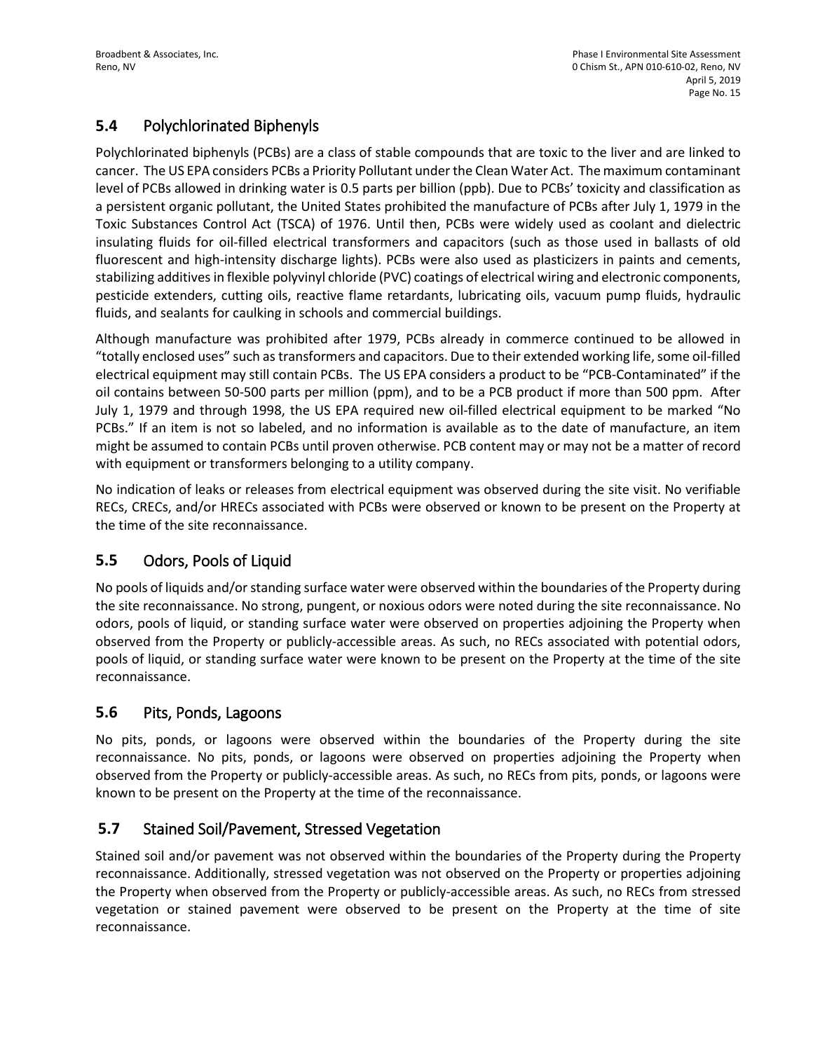## 5.4 Polychlorinated Biphenyls

Polychlorinated biphenyls (PCBs) are a class of stable compounds that are toxic to the liver and are linked to cancer. The US EPA considers PCBs a Priority Pollutant under the Clean Water Act. The maximum contaminant level of PCBs allowed in drinking water is 0.5 parts per billion (ppb). Due to PCBs' toxicity and classification as a persistent organic pollutant, the United States prohibited the manufacture of PCBs after July 1, 1979 in the Toxic Substances Control Act (TSCA) of 1976. Until then, PCBs were widely used as coolant and dielectric insulating fluids for oil-filled electrical transformers and capacitors (such as those used in ballasts of old fluorescent and high-intensity discharge lights). PCBs were also used as plasticizers in paints and cements, stabilizing additives in flexible polyvinyl chloride (PVC) coatings of electrical wiring and electronic components, pesticide extenders, cutting oils, reactive flame retardants, lubricating oils, vacuum pump fluids, hydraulic fluids, and sealants for caulking in schools and commercial buildings.

Although manufacture was prohibited after 1979, PCBs already in commerce continued to be allowed in "totally enclosed uses" such as transformers and capacitors. Due to their extended working life, some oil-filled electrical equipment may still contain PCBs. The US EPA considers a product to be "PCB-Contaminated" if the oil contains between 50-500 parts per million (ppm), and to be a PCB product if more than 500 ppm. After July 1, 1979 and through 1998, the US EPA required new oil-filled electrical equipment to be marked "No PCBs." If an item is not so labeled, and no information is available as to the date of manufacture, an item might be assumed to contain PCBs until proven otherwise. PCB content may or may not be a matter of record with equipment or transformers belonging to a utility company.

No indication of leaks or releases from electrical equipment was observed during the site visit. No verifiable RECs, CRECs, and/or HRECs associated with PCBs were observed or known to be present on the Property at the time of the site reconnaissance.

## 5.5 Odors, Pools of Liquid

No pools of liquids and/or standing surface water were observed within the boundaries of the Property during the site reconnaissance. No strong, pungent, or noxious odors were noted during the site reconnaissance. No odors, pools of liquid, or standing surface water were observed on properties adjoining the Property when observed from the Property or publicly-accessible areas. As such, no RECs associated with potential odors, pools of liquid, or standing surface water were known to be present on the Property at the time of the site reconnaissance.

## 5.6 Pits, Ponds, Lagoons

No pits, ponds, or lagoons were observed within the boundaries of the Property during the site reconnaissance. No pits, ponds, or lagoons were observed on properties adjoining the Property when observed from the Property or publicly-accessible areas. As such, no RECs from pits, ponds, or lagoons were known to be present on the Property at the time of the reconnaissance.

## 5.7 Stained Soil/Pavement, Stressed Vegetation

Stained soil and/or pavement was not observed within the boundaries of the Property during the Property reconnaissance. Additionally, stressed vegetation was not observed on the Property or properties adjoining the Property when observed from the Property or publicly-accessible areas. As such, no RECs from stressed vegetation or stained pavement were observed to be present on the Property at the time of site reconnaissance.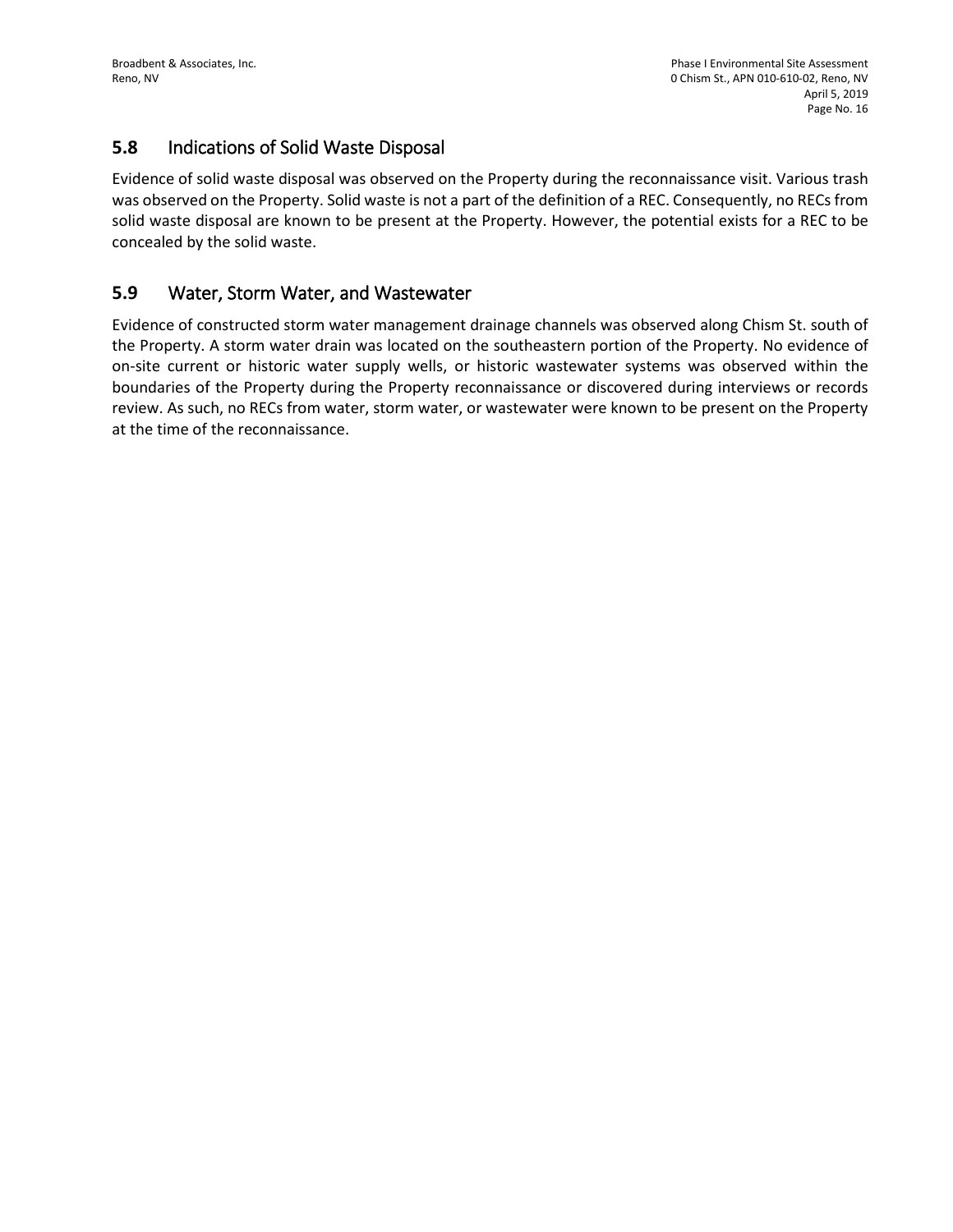## 5.8 Indications of Solid Waste Disposal

Evidence of solid waste disposal was observed on the Property during the reconnaissance visit. Various trash was observed on the Property. Solid waste is not a part of the definition of a REC. Consequently, no RECs from solid waste disposal are known to be present at the Property. However, the potential exists for a REC to be concealed by the solid waste.

## 5.9 Water, Storm Water, and Wastewater

Evidence of constructed storm water management drainage channels was observed along Chism St. south of the Property. A storm water drain was located on the southeastern portion of the Property. No evidence of on-site current or historic water supply wells, or historic wastewater systems was observed within the boundaries of the Property during the Property reconnaissance or discovered during interviews or records review. As such, no RECs from water, storm water, or wastewater were known to be present on the Property at the time of the reconnaissance.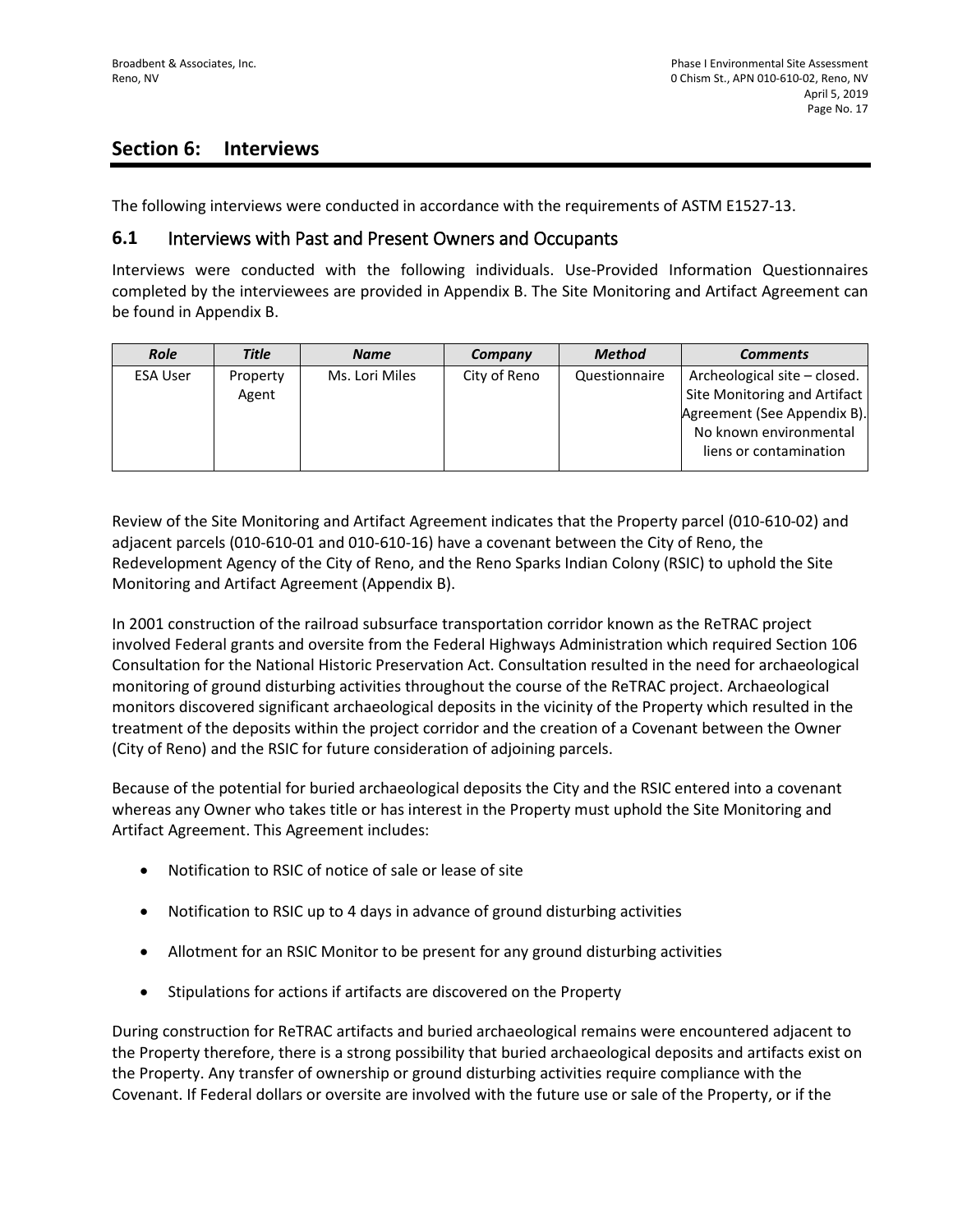## Section 6: Interviews

The following interviews were conducted in accordance with the requirements of ASTM E1527-13.

### 6.1 Interviews with Past and Present Owners and Occupants

Interviews were conducted with the following individuals. Use-Provided Information Questionnaires completed by the interviewees are provided in Appendix B. The Site Monitoring and Artifact Agreement can be found in Appendix B.

| *Role* | *Title* | *Name* | *Company* | *Method* | *Comments* |
|---|---|---|---|---|---|
| ESA User | Property Agent | Ms. Lori Miles | City of Reno | Questionnaire | Archeological site – closed. Site Monitoring and Artifact Agreement (See Appendix B). No known environmental liens or contamination |

Review of the Site Monitoring and Artifact Agreement indicates that the Property parcel (010-610-02) and adjacent parcels (010-610-01 and 010-610-16) have a covenant between the City of Reno, the Redevelopment Agency of the City of Reno, and the Reno Sparks Indian Colony (RSIC) to uphold the Site Monitoring and Artifact Agreement (Appendix B).

In 2001 construction of the railroad subsurface transportation corridor known as the ReTRAC project involved Federal grants and oversite from the Federal Highways Administration which required Section 106 Consultation for the National Historic Preservation Act. Consultation resulted in the need for archaeological monitoring of ground disturbing activities throughout the course of the ReTRAC project. Archaeological monitors discovered significant archaeological deposits in the vicinity of the Property which resulted in the treatment of the deposits within the project corridor and the creation of a Covenant between the Owner (City of Reno) and the RSIC for future consideration of adjoining parcels.

Because of the potential for buried archaeological deposits the City and the RSIC entered into a covenant whereas any Owner who takes title or has interest in the Property must uphold the Site Monitoring and Artifact Agreement. This Agreement includes:

- Notification to RSIC of notice of sale or lease of site
- Notification to RSIC up to 4 days in advance of ground disturbing activities
- Allotment for an RSIC Monitor to be present for any ground disturbing activities
- Stipulations for actions if artifacts are discovered on the Property

During construction for ReTRAC artifacts and buried archaeological remains were encountered adjacent to the Property therefore, there is a strong possibility that buried archaeological deposits and artifacts exist on the Property. Any transfer of ownership or ground disturbing activities require compliance with the Covenant. If Federal dollars or oversite are involved with the future use or sale of the Property, or if the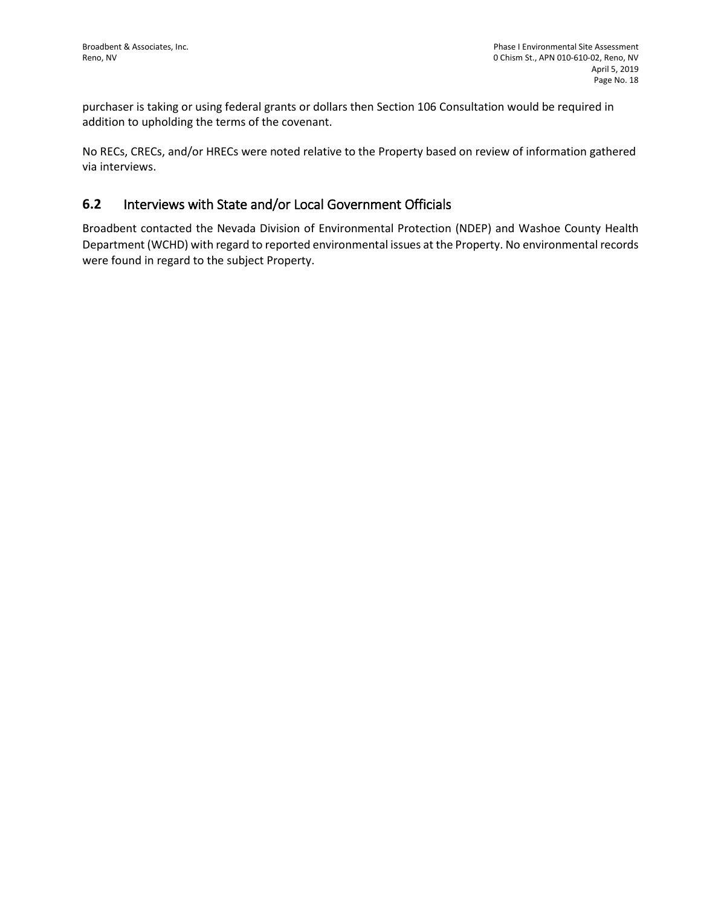purchaser is taking or using federal grants or dollars then Section 106 Consultation would be required in addition to upholding the terms of the covenant.

No RECs, CRECs, and/or HRECs were noted relative to the Property based on review of information gathered via interviews.

## 6.2 Interviews with State and/or Local Government Officials

Broadbent contacted the Nevada Division of Environmental Protection (NDEP) and Washoe County Health Department (WCHD) with regard to reported environmental issues at the Property. No environmental records were found in regard to the subject Property.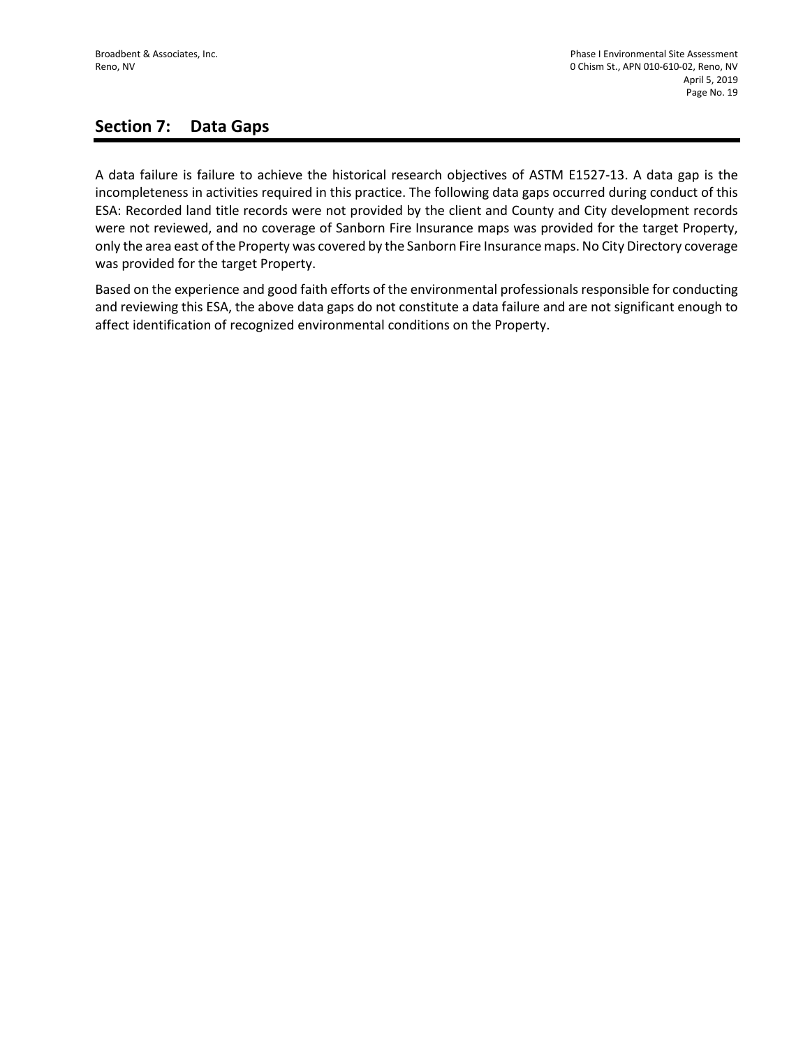## Section 7: Data Gaps

A data failure is failure to achieve the historical research objectives of ASTM E1527-13. A data gap is the incompleteness in activities required in this practice. The following data gaps occurred during conduct of this ESA: Recorded land title records were not provided by the client and County and City development records were not reviewed, and no coverage of Sanborn Fire Insurance maps was provided for the target Property, only the area east of the Property was covered by the Sanborn Fire Insurance maps. No City Directory coverage was provided for the target Property.

Based on the experience and good faith efforts of the environmental professionals responsible for conducting and reviewing this ESA, the above data gaps do not constitute a data failure and are not significant enough to affect identification of recognized environmental conditions on the Property.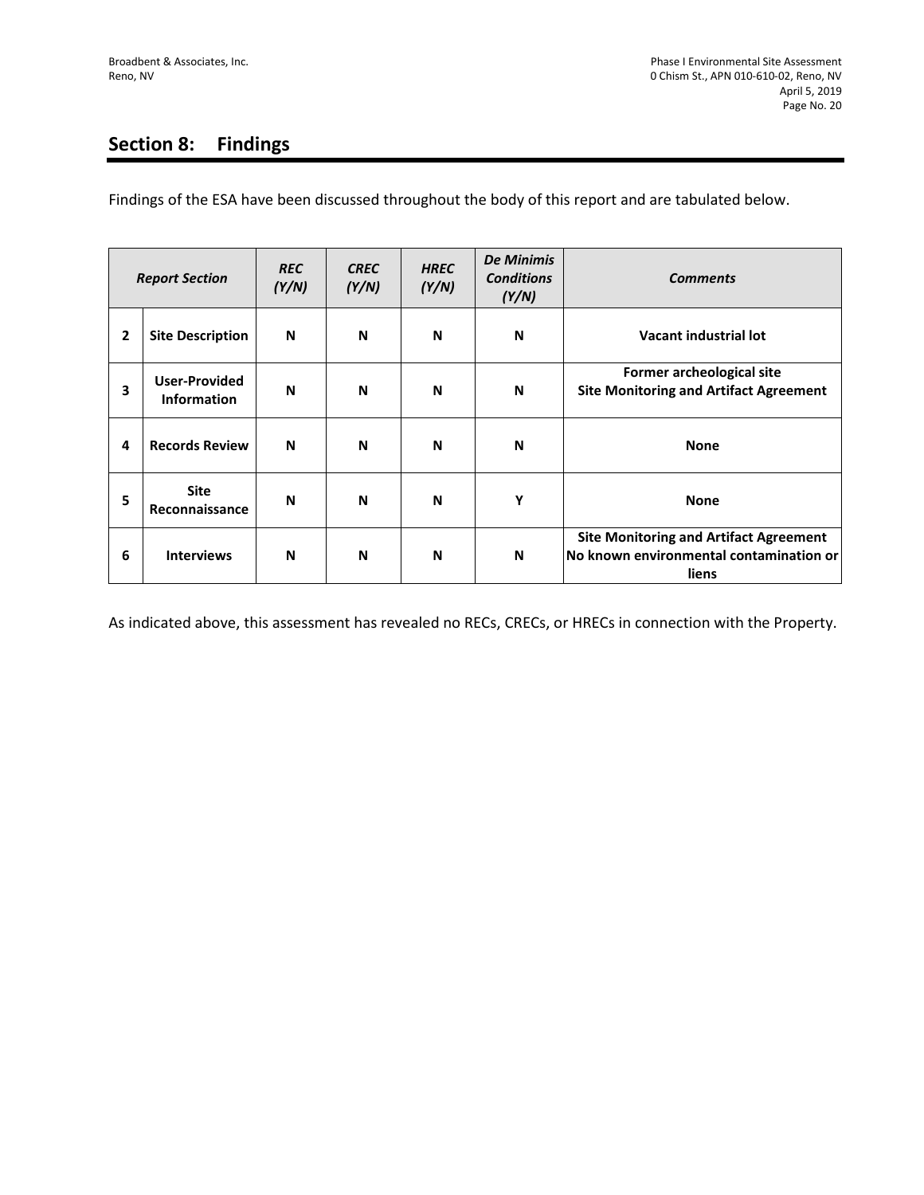## Section 8: Findings

Findings of the ESA have been discussed throughout the body of this report and are tabulated below.

| ***Report Section*** | | ***REC (Y/N)*** | ***CREC (Y/N)*** | ***HREC (Y/N)*** | ***De Minimis Conditions (Y/N)*** | ***Comments*** |
|---|---|---|---|---|---|---|
| **2** | **Site Description** | **N** | **N** | **N** | **N** | **Vacant industrial lot** |
| **3** | **User-Provided Information** | **N** | **N** | **N** | **N** | **Former archeological site Site Monitoring and Artifact Agreement** |
| **4** | **Records Review** | **N** | **N** | **N** | **N** | **None** |
| **5** | **Site Reconnaissance** | **N** | **N** | **N** | **Y** | **None** |
| **6** | **Interviews** | **N** | **N** | **N** | **N** | **Site Monitoring and Artifact Agreement No known environmental contamination or liens** |

As indicated above, this assessment has revealed no RECs, CRECs, or HRECs in connection with the Property.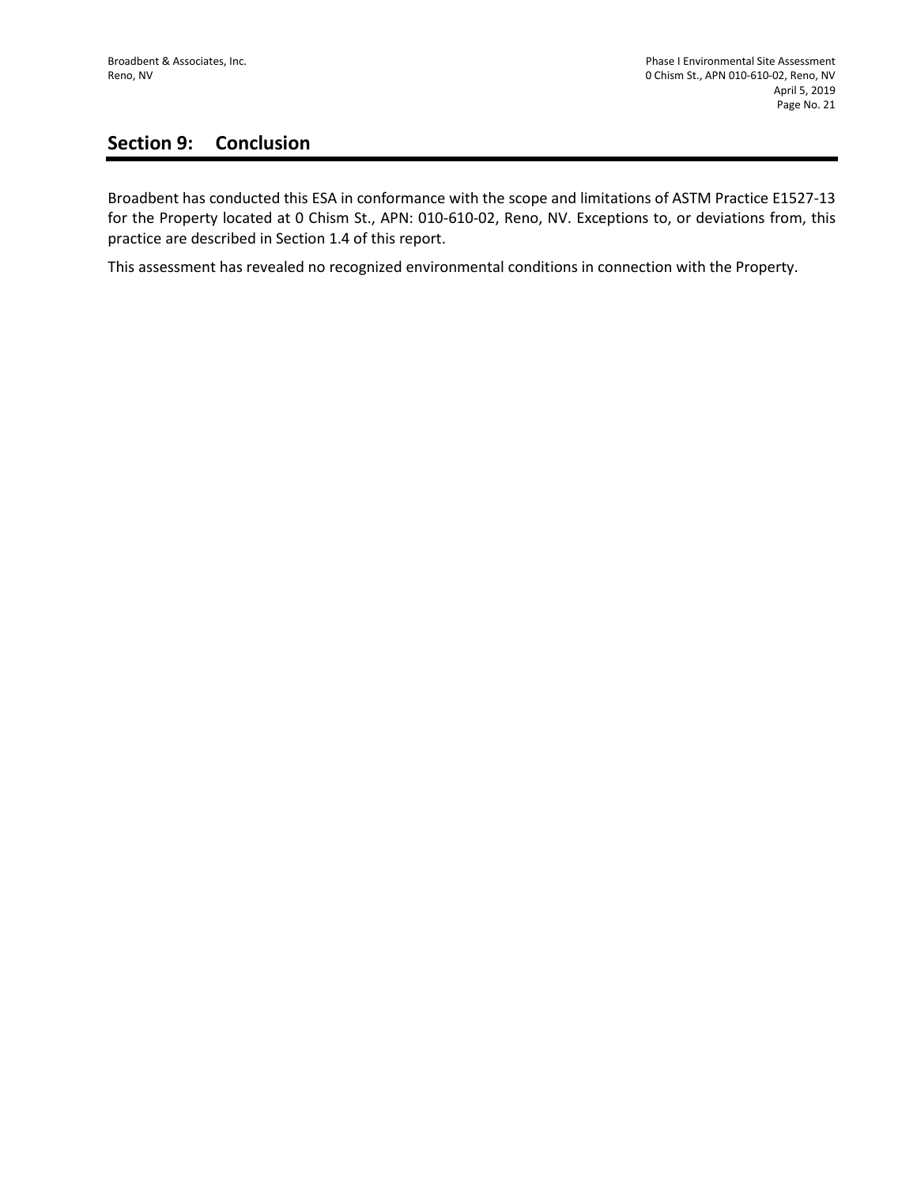## Section 9: Conclusion

Broadbent has conducted this ESA in conformance with the scope and limitations of ASTM Practice E1527-13 for the Property located at 0 Chism St., APN: 010-610-02, Reno, NV. Exceptions to, or deviations from, this practice are described in Section 1.4 of this report.

This assessment has revealed no recognized environmental conditions in connection with the Property.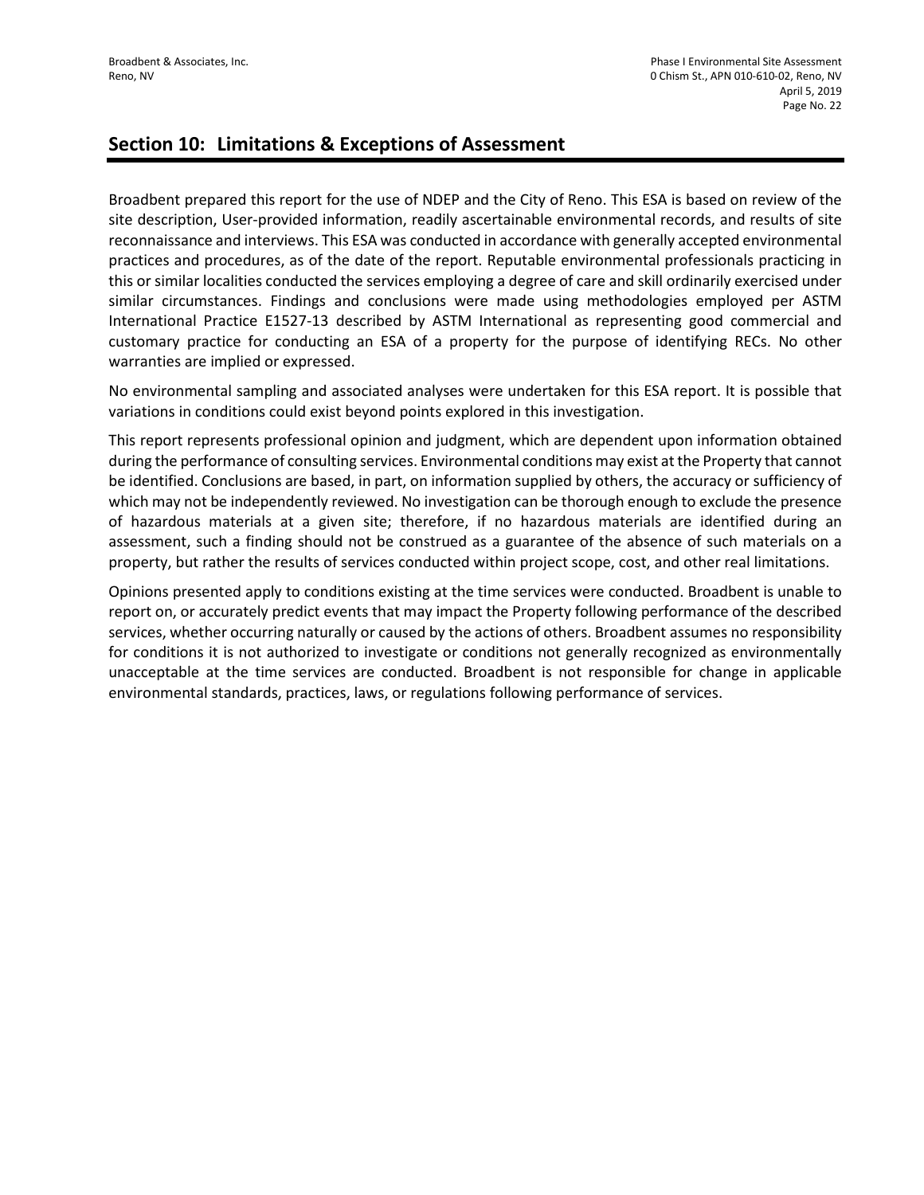## Section 10: Limitations & Exceptions of Assessment

Broadbent prepared this report for the use of NDEP and the City of Reno. This ESA is based on review of the site description, User-provided information, readily ascertainable environmental records, and results of site reconnaissance and interviews. This ESA was conducted in accordance with generally accepted environmental practices and procedures, as of the date of the report. Reputable environmental professionals practicing in this or similar localities conducted the services employing a degree of care and skill ordinarily exercised under similar circumstances. Findings and conclusions were made using methodologies employed per ASTM International Practice E1527-13 described by ASTM International as representing good commercial and customary practice for conducting an ESA of a property for the purpose of identifying RECs. No other warranties are implied or expressed.

No environmental sampling and associated analyses were undertaken for this ESA report. It is possible that variations in conditions could exist beyond points explored in this investigation.

This report represents professional opinion and judgment, which are dependent upon information obtained during the performance of consulting services. Environmental conditions may exist at the Property that cannot be identified. Conclusions are based, in part, on information supplied by others, the accuracy or sufficiency of which may not be independently reviewed. No investigation can be thorough enough to exclude the presence of hazardous materials at a given site; therefore, if no hazardous materials are identified during an assessment, such a finding should not be construed as a guarantee of the absence of such materials on a property, but rather the results of services conducted within project scope, cost, and other real limitations.

Opinions presented apply to conditions existing at the time services were conducted. Broadbent is unable to report on, or accurately predict events that may impact the Property following performance of the described services, whether occurring naturally or caused by the actions of others. Broadbent assumes no responsibility for conditions it is not authorized to investigate or conditions not generally recognized as environmentally unacceptable at the time services are conducted. Broadbent is not responsible for change in applicable environmental standards, practices, laws, or regulations following performance of services.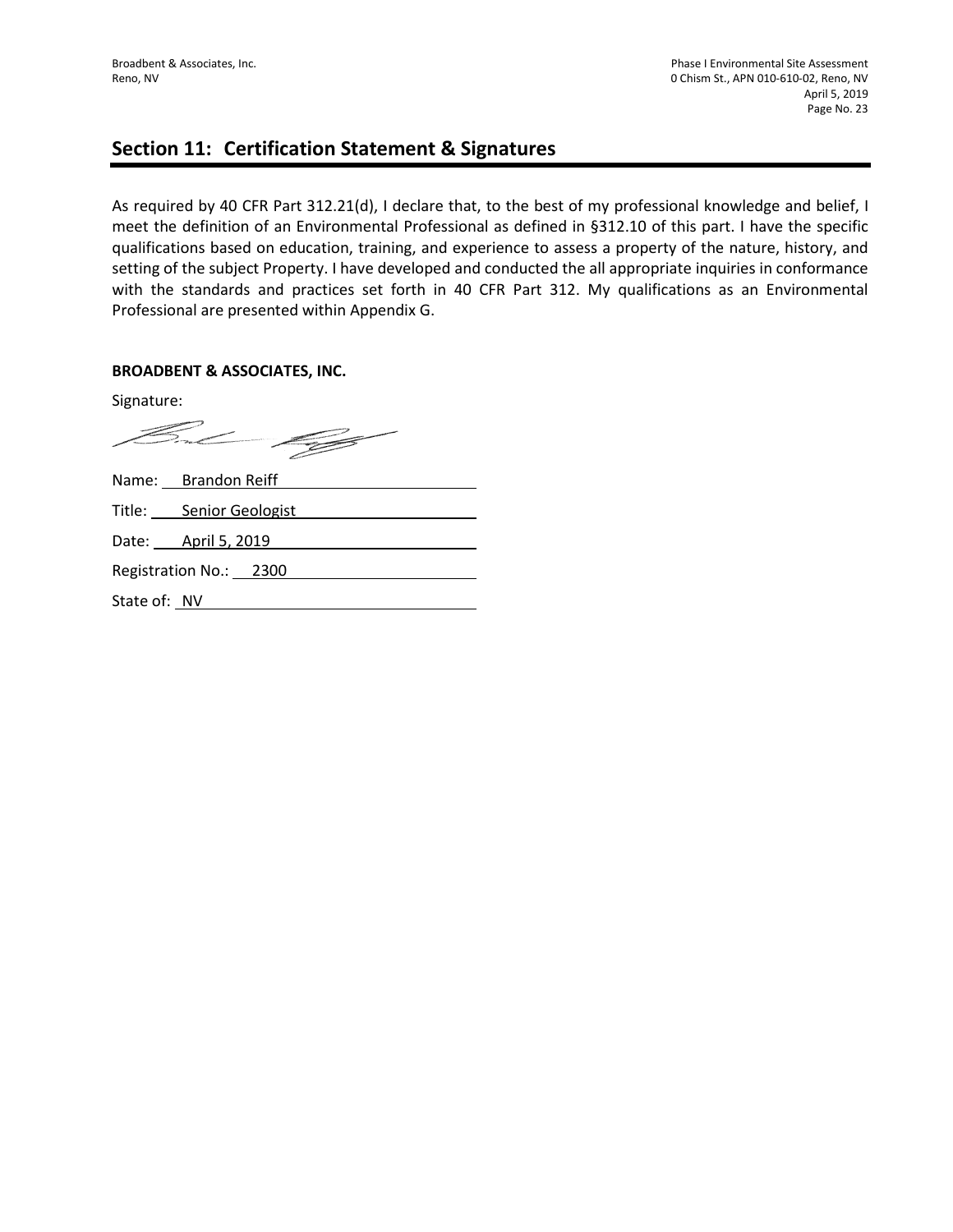## Section 11: Certification Statement & Signatures

As required by 40 CFR Part 312.21(d), I declare that, to the best of my professional knowledge and belief, I meet the definition of an Environmental Professional as defined in §312.10 of this part. I have the specific qualifications based on education, training, and experience to assess a property of the nature, history, and setting of the subject Property. I have developed and conducted the all appropriate inquiries in conformance with the standards and practices set forth in 40 CFR Part 312. My qualifications as an Environmental Professional are presented within Appendix G.

**BROADBENT & ASSOCIATES, INC.**

Signature:

Name: Brandon Reiff

Title: Senior Geologist

Date: April 5, 2019

Registration No.: 2300

State of: NV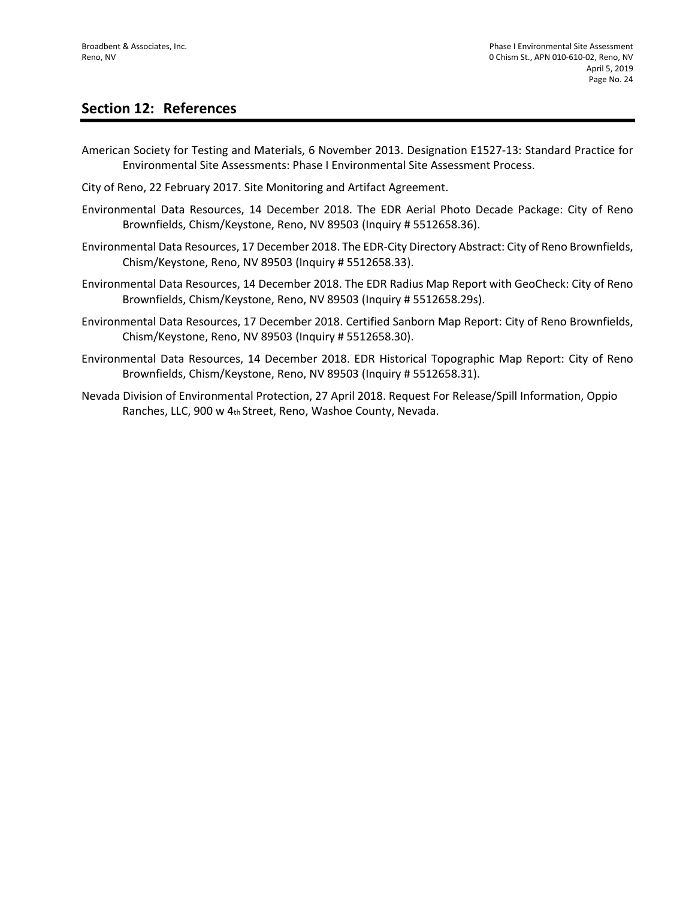## Section 12: References

American Society for Testing and Materials, 6 November 2013. Designation E1527-13: Standard Practice for Environmental Site Assessments: Phase I Environmental Site Assessment Process.

City of Reno, 22 February 2017. Site Monitoring and Artifact Agreement.

Environmental Data Resources, 14 December 2018. The EDR Aerial Photo Decade Package: City of Reno Brownfields, Chism/Keystone, Reno, NV 89503 (Inquiry # 5512658.36).

Environmental Data Resources, 17 December 2018. The EDR-City Directory Abstract: City of Reno Brownfields, Chism/Keystone, Reno, NV 89503 (Inquiry # 5512658.33).

Environmental Data Resources, 14 December 2018. The EDR Radius Map Report with GeoCheck: City of Reno Brownfields, Chism/Keystone, Reno, NV 89503 (Inquiry # 5512658.29s).

Environmental Data Resources, 17 December 2018. Certified Sanborn Map Report: City of Reno Brownfields, Chism/Keystone, Reno, NV 89503 (Inquiry # 5512658.30).

Environmental Data Resources, 14 December 2018. EDR Historical Topographic Map Report: City of Reno Brownfields, Chism/Keystone, Reno, NV 89503 (Inquiry # 5512658.31).

Nevada Division of Environmental Protection, 27 April 2018. Request For Release/Spill Information, Oppio Ranches, LLC, 900 w 4th Street, Reno, Washoe County, Nevada.